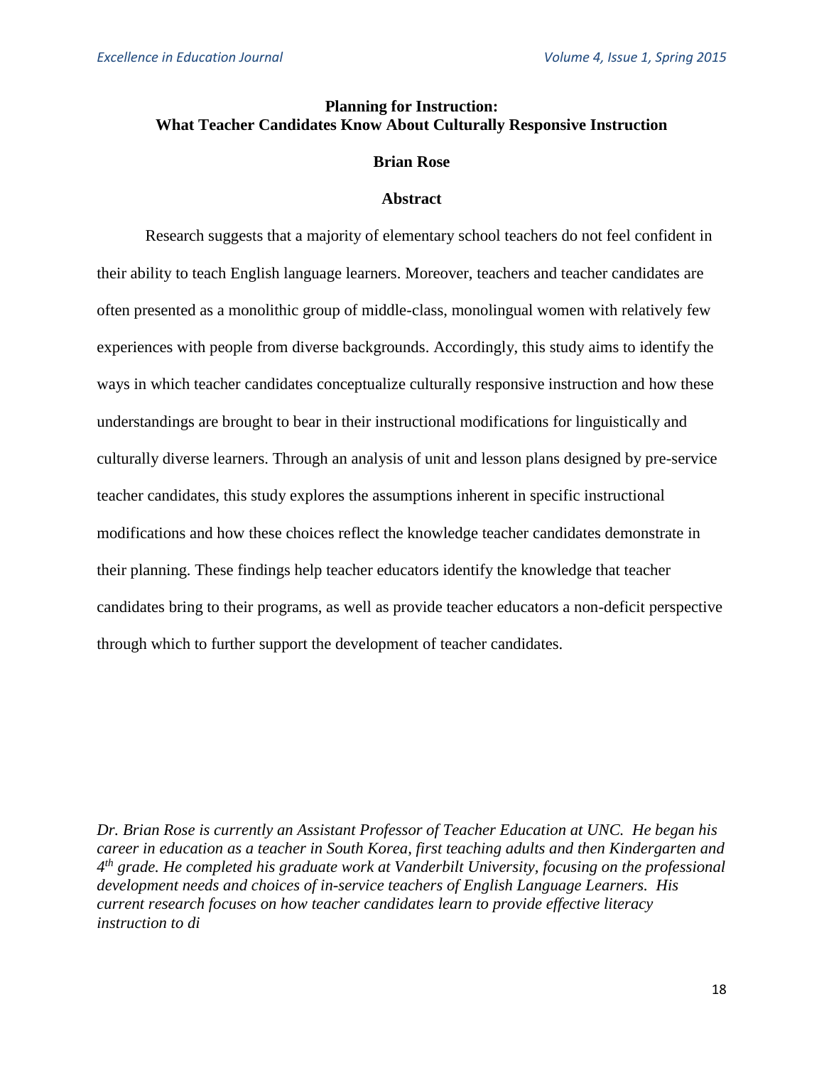# Planning for Instruction: What Teacher Candidates Know About Culturally Responsive Instruction

**Brian Rose**

**Abstract**

Research suggests that a majority of elementary school teachers do not feel confident in their ability to teach English language learners. Moreover, teachers and teacher candidates are often presented as a monolithic group of middle-class, monolingual women with relatively few experiences with people from diverse backgrounds. Accordingly, this study aims to identify the ways in which teacher candidates conceptualize culturally responsive instruction and how these understandings are brought to bear in their instructional modifications for linguistically and culturally diverse learners. Through an analysis of unit and lesson plans designed by pre-service teacher candidates, this study explores the assumptions inherent in specific instructional modifications and how these choices reflect the knowledge teacher candidates demonstrate in their planning. These findings help teacher educators identify the knowledge that teacher candidates bring to their programs, as well as provide teacher educators a non-deficit perspective through which to further support the development of teacher candidates.

*Dr. Brian Rose is currently an Assistant Professor of Teacher Education at UNC. He began his career in education as a teacher in South Korea, first teaching adults and then Kindergarten and 4th grade. He completed his graduate work at Vanderbilt University, focusing on the professional development needs and choices of in-service teachers of English Language Learners. His current research focuses on how teacher candidates learn to provide effective literacy instruction to di*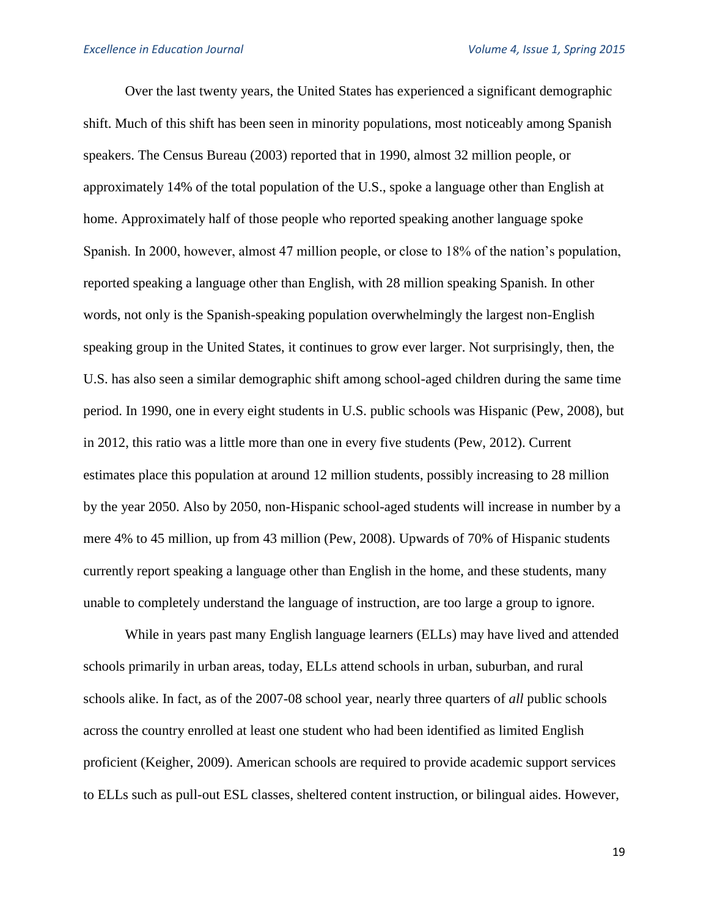Over the last twenty years, the United States has experienced a significant demographic shift. Much of this shift has been seen in minority populations, most noticeably among Spanish speakers. The Census Bureau (2003) reported that in 1990, almost 32 million people, or approximately 14% of the total population of the U.S., spoke a language other than English at home. Approximately half of those people who reported speaking another language spoke Spanish. In 2000, however, almost 47 million people, or close to 18% of the nation's population, reported speaking a language other than English, with 28 million speaking Spanish. In other words, not only is the Spanish-speaking population overwhelmingly the largest non-English speaking group in the United States, it continues to grow ever larger. Not surprisingly, then, the U.S. has also seen a similar demographic shift among school-aged children during the same time period. In 1990, one in every eight students in U.S. public schools was Hispanic (Pew, 2008), but in 2012, this ratio was a little more than one in every five students (Pew, 2012). Current estimates place this population at around 12 million students, possibly increasing to 28 million by the year 2050. Also by 2050, non-Hispanic school-aged students will increase in number by a mere 4% to 45 million, up from 43 million (Pew, 2008). Upwards of 70% of Hispanic students currently report speaking a language other than English in the home, and these students, many unable to completely understand the language of instruction, are too large a group to ignore.

While in years past many English language learners (ELLs) may have lived and attended schools primarily in urban areas, today, ELLs attend schools in urban, suburban, and rural schools alike. In fact, as of the 2007-08 school year, nearly three quarters of *all* public schools across the country enrolled at least one student who had been identified as limited English proficient (Keigher, 2009). American schools are required to provide academic support services to ELLs such as pull-out ESL classes, sheltered content instruction, or bilingual aides. However,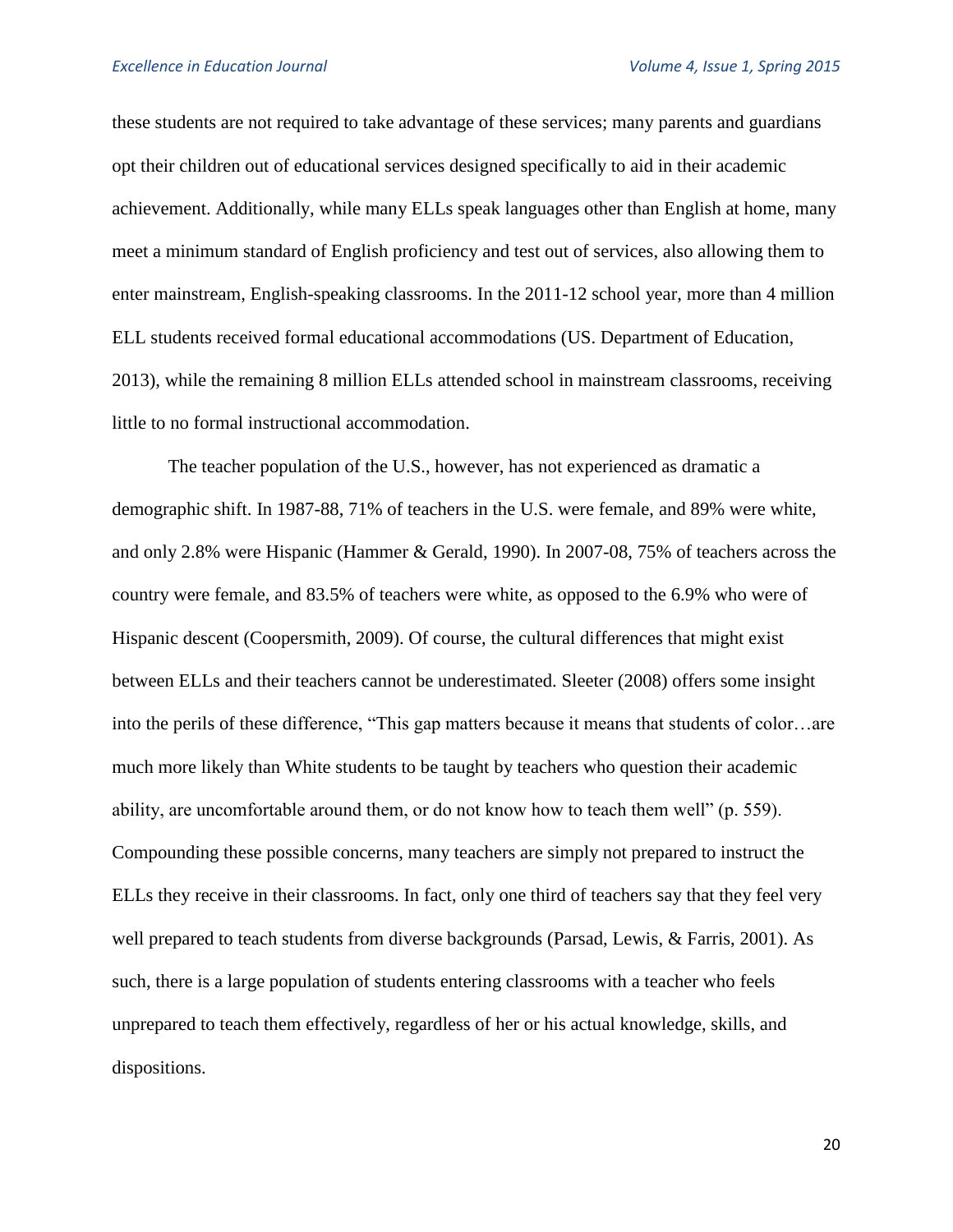these students are not required to take advantage of these services; many parents and guardians opt their children out of educational services designed specifically to aid in their academic achievement. Additionally, while many ELLs speak languages other than English at home, many meet a minimum standard of English proficiency and test out of services, also allowing them to enter mainstream, English-speaking classrooms. In the 2011-12 school year, more than 4 million ELL students received formal educational accommodations (US. Department of Education, 2013), while the remaining 8 million ELLs attended school in mainstream classrooms, receiving little to no formal instructional accommodation.

The teacher population of the U.S., however, has not experienced as dramatic a demographic shift. In 1987-88, 71% of teachers in the U.S. were female, and 89% were white, and only 2.8% were Hispanic (Hammer & Gerald, 1990). In 2007-08, 75% of teachers across the country were female, and 83.5% of teachers were white, as opposed to the 6.9% who were of Hispanic descent (Coopersmith, 2009). Of course, the cultural differences that might exist between ELLs and their teachers cannot be underestimated. Sleeter (2008) offers some insight into the perils of these difference, "This gap matters because it means that students of color…are much more likely than White students to be taught by teachers who question their academic ability, are uncomfortable around them, or do not know how to teach them well" (p. 559). Compounding these possible concerns, many teachers are simply not prepared to instruct the ELLs they receive in their classrooms. In fact, only one third of teachers say that they feel very well prepared to teach students from diverse backgrounds (Parsad, Lewis, & Farris, 2001). As such, there is a large population of students entering classrooms with a teacher who feels unprepared to teach them effectively, regardless of her or his actual knowledge, skills, and dispositions.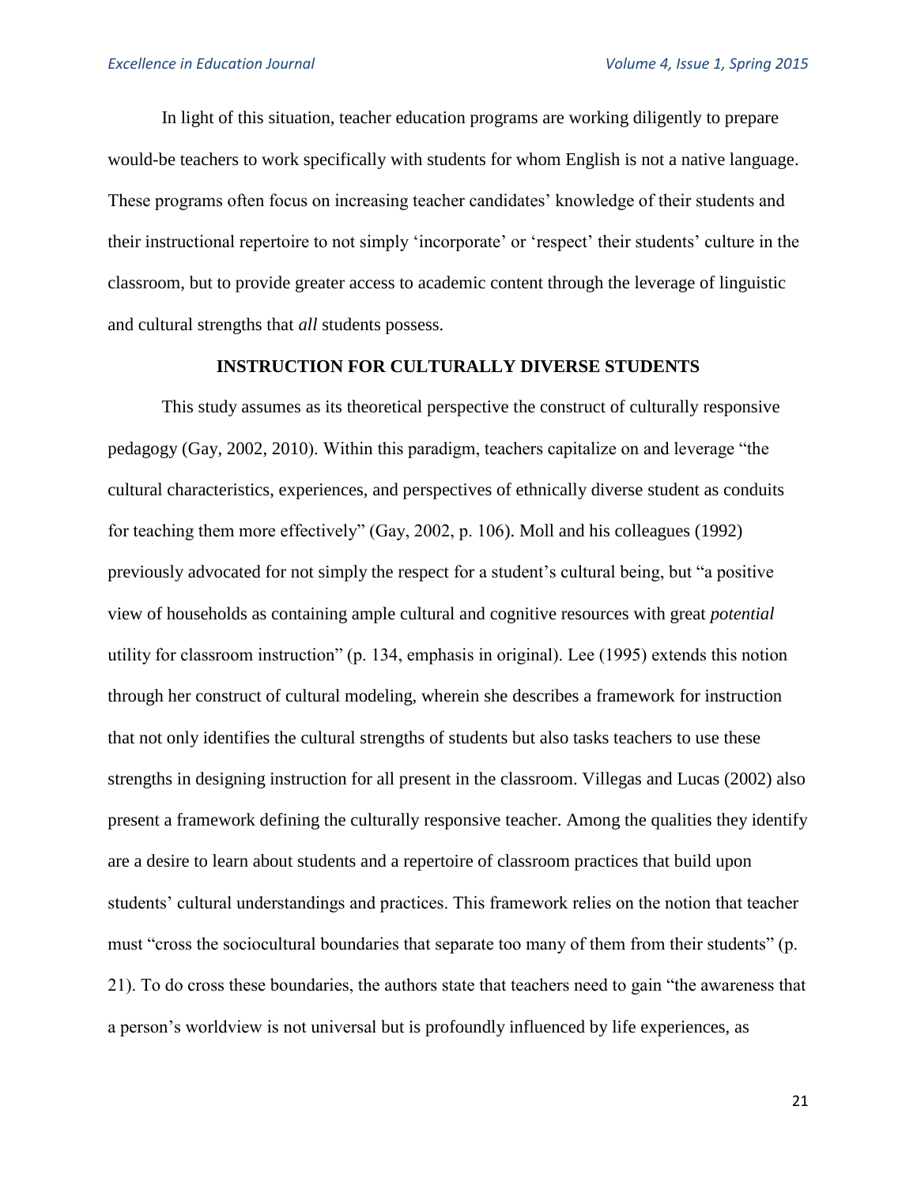In light of this situation, teacher education programs are working diligently to prepare would-be teachers to work specifically with students for whom English is not a native language. These programs often focus on increasing teacher candidates' knowledge of their students and their instructional repertoire to not simply 'incorporate' or 'respect' their students' culture in the classroom, but to provide greater access to academic content through the leverage of linguistic and cultural strengths that *all* students possess.

## INSTRUCTION FOR CULTURALLY DIVERSE STUDENTS

This study assumes as its theoretical perspective the construct of culturally responsive pedagogy (Gay, 2002, 2010). Within this paradigm, teachers capitalize on and leverage "the cultural characteristics, experiences, and perspectives of ethnically diverse student as conduits for teaching them more effectively" (Gay, 2002, p. 106). Moll and his colleagues (1992) previously advocated for not simply the respect for a student's cultural being, but "a positive view of households as containing ample cultural and cognitive resources with great *potential* utility for classroom instruction" (p. 134, emphasis in original). Lee (1995) extends this notion through her construct of cultural modeling, wherein she describes a framework for instruction that not only identifies the cultural strengths of students but also tasks teachers to use these strengths in designing instruction for all present in the classroom. Villegas and Lucas (2002) also present a framework defining the culturally responsive teacher. Among the qualities they identify are a desire to learn about students and a repertoire of classroom practices that build upon students' cultural understandings and practices. This framework relies on the notion that teacher must "cross the sociocultural boundaries that separate too many of them from their students" (p. 21). To do cross these boundaries, the authors state that teachers need to gain "the awareness that a person's worldview is not universal but is profoundly influenced by life experiences, as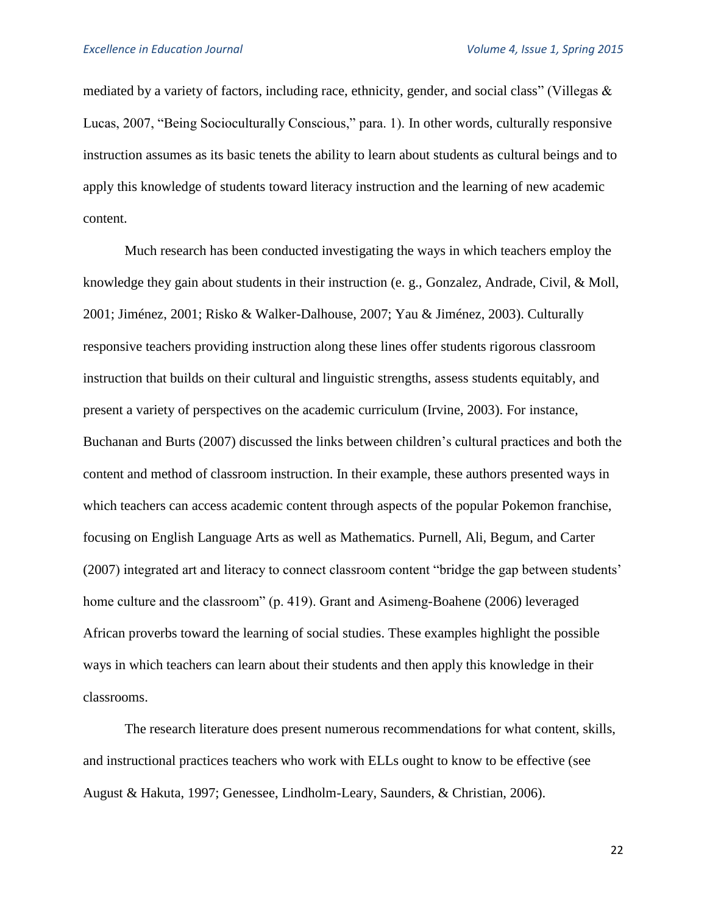mediated by a variety of factors, including race, ethnicity, gender, and social class" (Villegas & Lucas, 2007, "Being Socioculturally Conscious," para. 1). In other words, culturally responsive instruction assumes as its basic tenets the ability to learn about students as cultural beings and to apply this knowledge of students toward literacy instruction and the learning of new academic content.

Much research has been conducted investigating the ways in which teachers employ the knowledge they gain about students in their instruction (e. g., Gonzalez, Andrade, Civil, & Moll, 2001; Jiménez, 2001; Risko & Walker-Dalhouse, 2007; Yau & Jiménez, 2003). Culturally responsive teachers providing instruction along these lines offer students rigorous classroom instruction that builds on their cultural and linguistic strengths, assess students equitably, and present a variety of perspectives on the academic curriculum (Irvine, 2003). For instance, Buchanan and Burts (2007) discussed the links between children's cultural practices and both the content and method of classroom instruction. In their example, these authors presented ways in which teachers can access academic content through aspects of the popular Pokemon franchise, focusing on English Language Arts as well as Mathematics. Purnell, Ali, Begum, and Carter (2007) integrated art and literacy to connect classroom content "bridge the gap between students' home culture and the classroom" (p. 419). Grant and Asimeng-Boahene (2006) leveraged African proverbs toward the learning of social studies. These examples highlight the possible ways in which teachers can learn about their students and then apply this knowledge in their classrooms.

The research literature does present numerous recommendations for what content, skills, and instructional practices teachers who work with ELLs ought to know to be effective (see August & Hakuta, 1997; Genessee, Lindholm-Leary, Saunders, & Christian, 2006).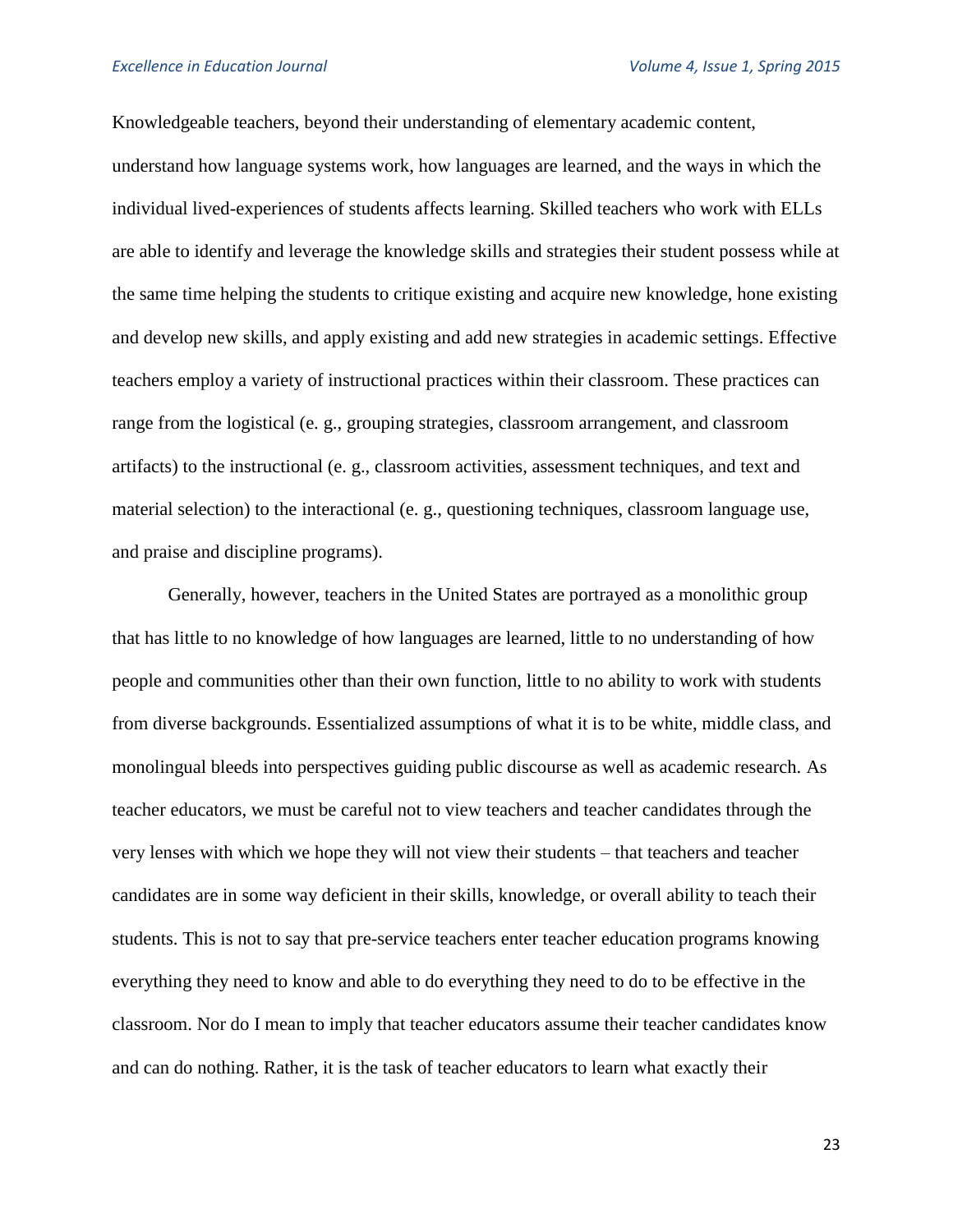Knowledgeable teachers, beyond their understanding of elementary academic content, understand how language systems work, how languages are learned, and the ways in which the individual lived-experiences of students affects learning. Skilled teachers who work with ELLs are able to identify and leverage the knowledge skills and strategies their student possess while at the same time helping the students to critique existing and acquire new knowledge, hone existing and develop new skills, and apply existing and add new strategies in academic settings. Effective teachers employ a variety of instructional practices within their classroom. These practices can range from the logistical (e. g., grouping strategies, classroom arrangement, and classroom artifacts) to the instructional (e. g., classroom activities, assessment techniques, and text and material selection) to the interactional (e. g., questioning techniques, classroom language use, and praise and discipline programs).

Generally, however, teachers in the United States are portrayed as a monolithic group that has little to no knowledge of how languages are learned, little to no understanding of how people and communities other than their own function, little to no ability to work with students from diverse backgrounds. Essentialized assumptions of what it is to be white, middle class, and monolingual bleeds into perspectives guiding public discourse as well as academic research. As teacher educators, we must be careful not to view teachers and teacher candidates through the very lenses with which we hope they will not view their students – that teachers and teacher candidates are in some way deficient in their skills, knowledge, or overall ability to teach their students. This is not to say that pre-service teachers enter teacher education programs knowing everything they need to know and able to do everything they need to do to be effective in the classroom. Nor do I mean to imply that teacher educators assume their teacher candidates know and can do nothing. Rather, it is the task of teacher educators to learn what exactly their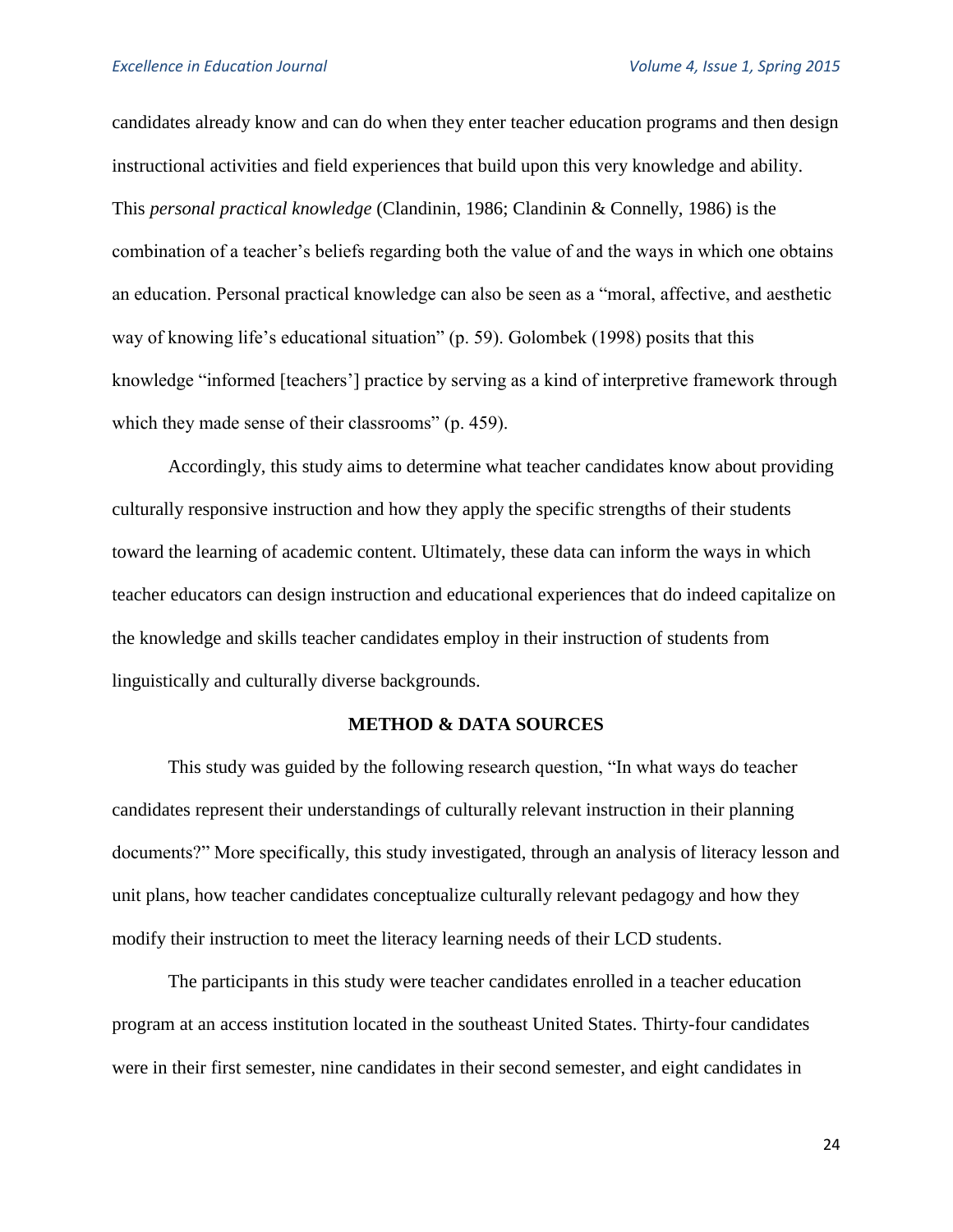candidates already know and can do when they enter teacher education programs and then design instructional activities and field experiences that build upon this very knowledge and ability. This *personal practical knowledge* (Clandinin, 1986; Clandinin & Connelly, 1986) is the combination of a teacher's beliefs regarding both the value of and the ways in which one obtains an education. Personal practical knowledge can also be seen as a "moral, affective, and aesthetic way of knowing life's educational situation" (p. 59). Golombek (1998) posits that this knowledge "informed [teachers'] practice by serving as a kind of interpretive framework through which they made sense of their classrooms" (p. 459).

Accordingly, this study aims to determine what teacher candidates know about providing culturally responsive instruction and how they apply the specific strengths of their students toward the learning of academic content. Ultimately, these data can inform the ways in which teacher educators can design instruction and educational experiences that do indeed capitalize on the knowledge and skills teacher candidates employ in their instruction of students from linguistically and culturally diverse backgrounds.

## METHOD & DATA SOURCES

This study was guided by the following research question, "In what ways do teacher candidates represent their understandings of culturally relevant instruction in their planning documents?" More specifically, this study investigated, through an analysis of literacy lesson and unit plans, how teacher candidates conceptualize culturally relevant pedagogy and how they modify their instruction to meet the literacy learning needs of their LCD students.

The participants in this study were teacher candidates enrolled in a teacher education program at an access institution located in the southeast United States. Thirty-four candidates were in their first semester, nine candidates in their second semester, and eight candidates in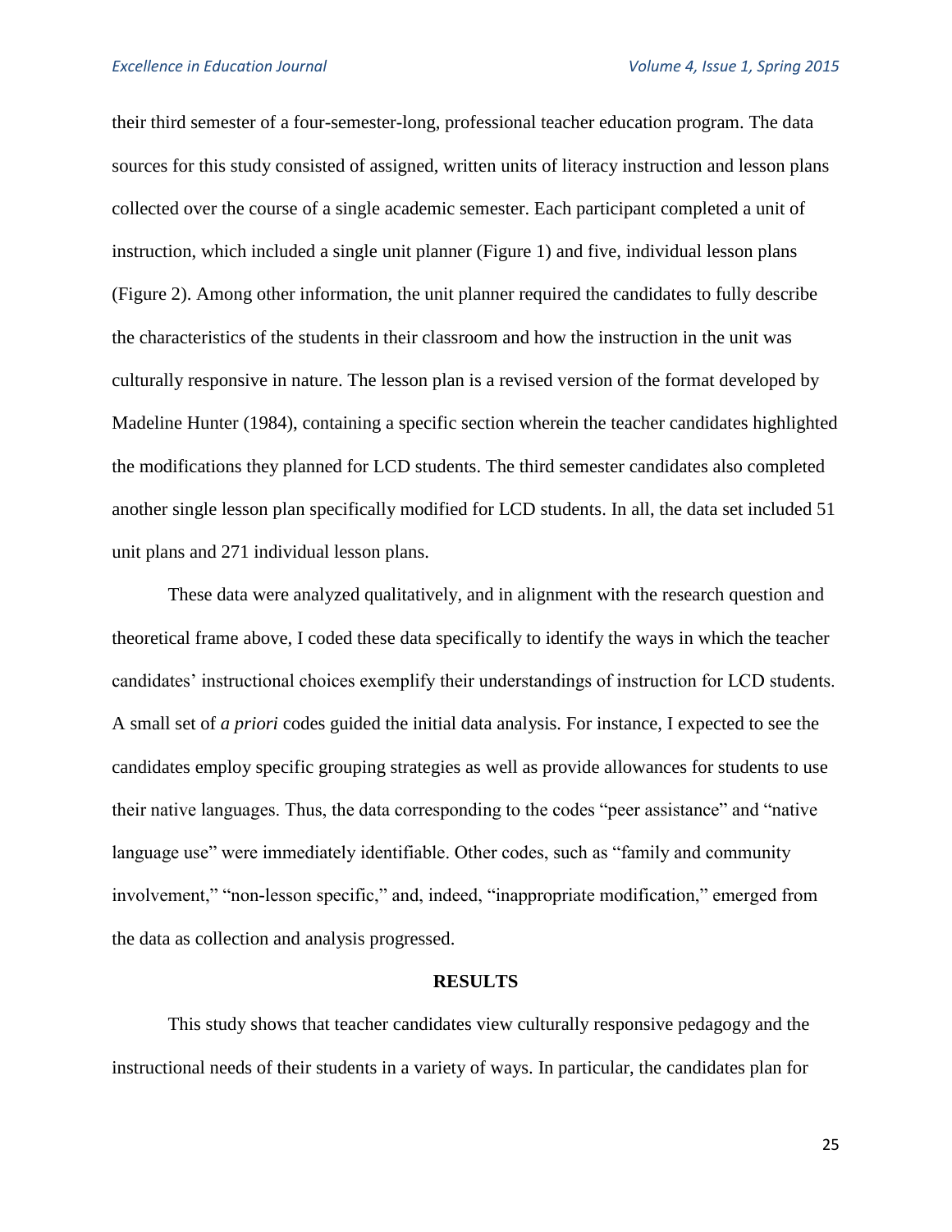their third semester of a four-semester-long, professional teacher education program. The data sources for this study consisted of assigned, written units of literacy instruction and lesson plans collected over the course of a single academic semester. Each participant completed a unit of instruction, which included a single unit planner (Figure 1) and five, individual lesson plans (Figure 2). Among other information, the unit planner required the candidates to fully describe the characteristics of the students in their classroom and how the instruction in the unit was culturally responsive in nature. The lesson plan is a revised version of the format developed by Madeline Hunter (1984), containing a specific section wherein the teacher candidates highlighted the modifications they planned for LCD students. The third semester candidates also completed another single lesson plan specifically modified for LCD students. In all, the data set included 51 unit plans and 271 individual lesson plans.

These data were analyzed qualitatively, and in alignment with the research question and theoretical frame above, I coded these data specifically to identify the ways in which the teacher candidates' instructional choices exemplify their understandings of instruction for LCD students. A small set of *a priori* codes guided the initial data analysis. For instance, I expected to see the candidates employ specific grouping strategies as well as provide allowances for students to use their native languages. Thus, the data corresponding to the codes "peer assistance" and "native language use" were immediately identifiable. Other codes, such as "family and community involvement," "non-lesson specific," and, indeed, "inappropriate modification," emerged from the data as collection and analysis progressed.

## RESULTS

This study shows that teacher candidates view culturally responsive pedagogy and the instructional needs of their students in a variety of ways. In particular, the candidates plan for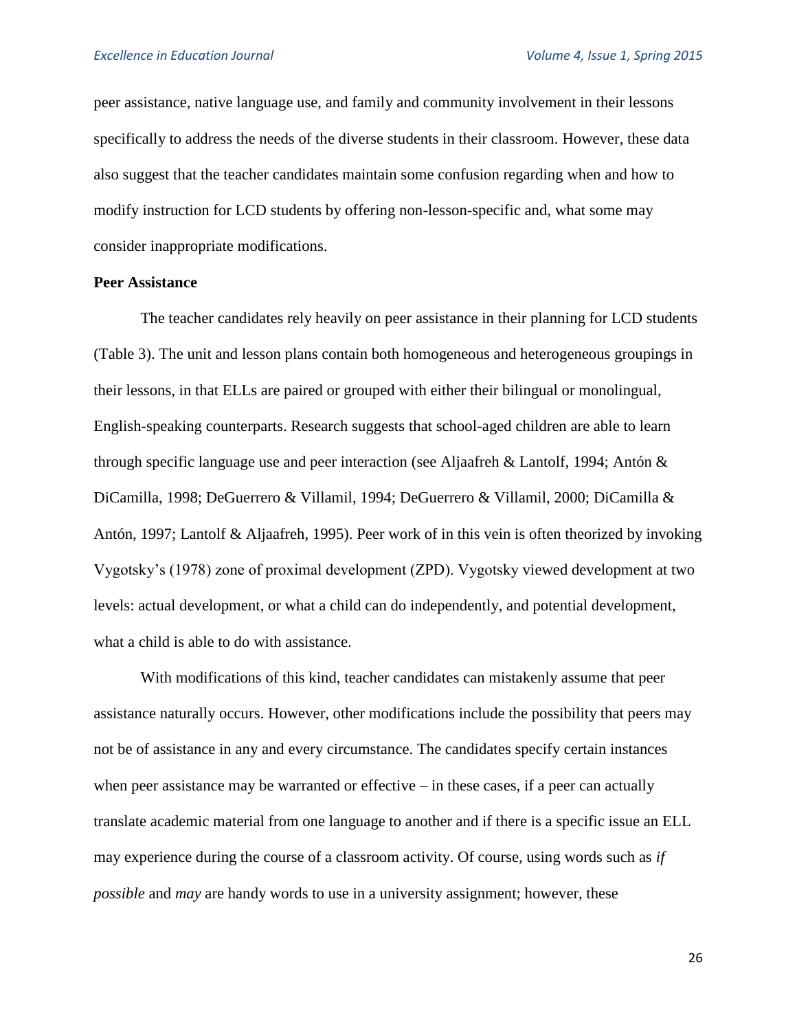peer assistance, native language use, and family and community involvement in their lessons specifically to address the needs of the diverse students in their classroom. However, these data also suggest that the teacher candidates maintain some confusion regarding when and how to modify instruction for LCD students by offering non-lesson-specific and, what some may consider inappropriate modifications.

**Peer Assistance**

The teacher candidates rely heavily on peer assistance in their planning for LCD students (Table 3). The unit and lesson plans contain both homogeneous and heterogeneous groupings in their lessons, in that ELLs are paired or grouped with either their bilingual or monolingual, English-speaking counterparts. Research suggests that school-aged children are able to learn through specific language use and peer interaction (see Aljaafreh & Lantolf, 1994; Antón & DiCamilla, 1998; DeGuerrero & Villamil, 1994; DeGuerrero & Villamil, 2000; DiCamilla & Antón, 1997; Lantolf & Aljaafreh, 1995). Peer work of in this vein is often theorized by invoking Vygotsky's (1978) zone of proximal development (ZPD). Vygotsky viewed development at two levels: actual development, or what a child can do independently, and potential development, what a child is able to do with assistance.

With modifications of this kind, teacher candidates can mistakenly assume that peer assistance naturally occurs. However, other modifications include the possibility that peers may not be of assistance in any and every circumstance. The candidates specify certain instances when peer assistance may be warranted or effective – in these cases, if a peer can actually translate academic material from one language to another and if there is a specific issue an ELL may experience during the course of a classroom activity. Of course, using words such as *if possible* and *may* are handy words to use in a university assignment; however, these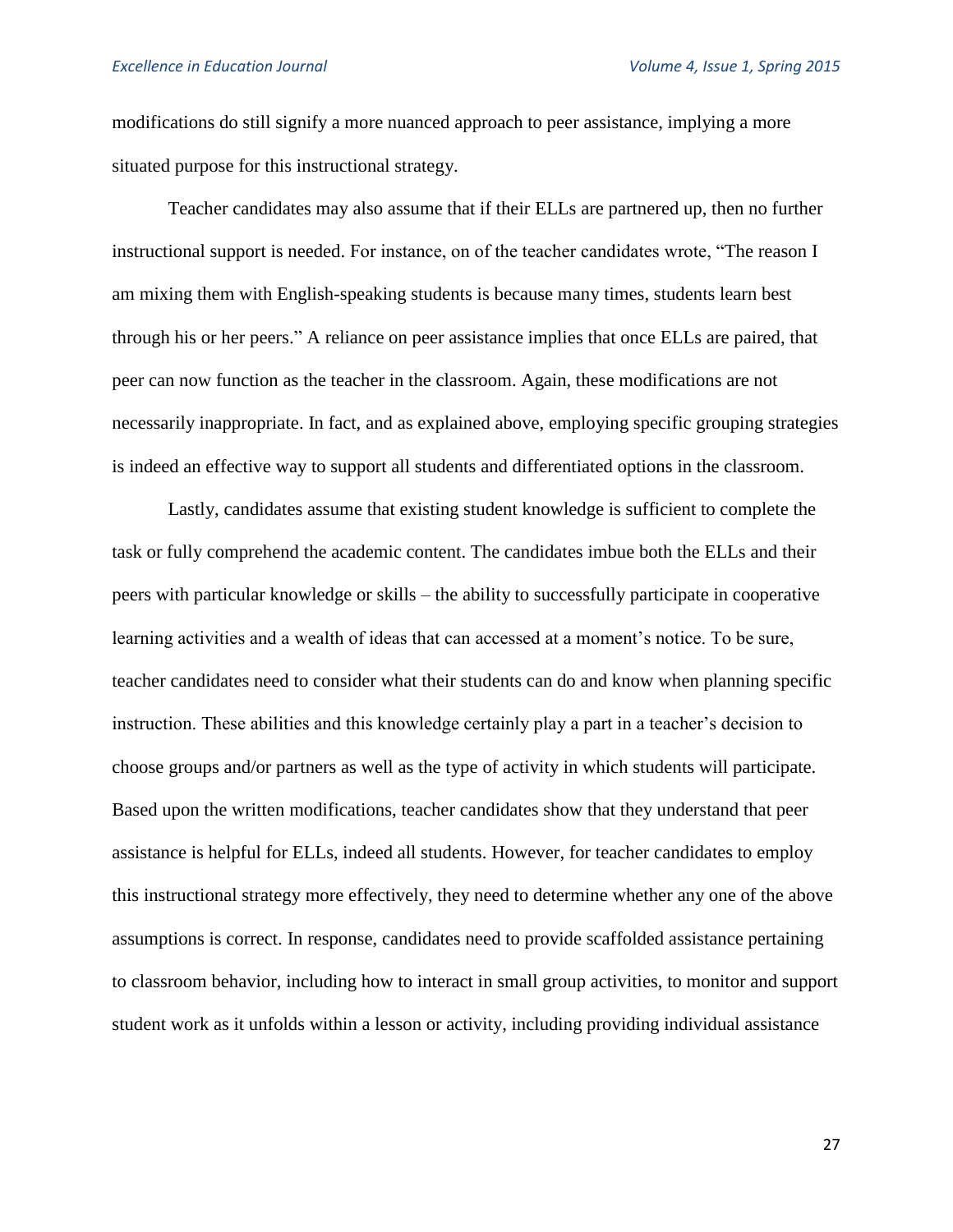modifications do still signify a more nuanced approach to peer assistance, implying a more situated purpose for this instructional strategy.

Teacher candidates may also assume that if their ELLs are partnered up, then no further instructional support is needed. For instance, on of the teacher candidates wrote, "The reason I am mixing them with English-speaking students is because many times, students learn best through his or her peers." A reliance on peer assistance implies that once ELLs are paired, that peer can now function as the teacher in the classroom. Again, these modifications are not necessarily inappropriate. In fact, and as explained above, employing specific grouping strategies is indeed an effective way to support all students and differentiated options in the classroom.

Lastly, candidates assume that existing student knowledge is sufficient to complete the task or fully comprehend the academic content. The candidates imbue both the ELLs and their peers with particular knowledge or skills – the ability to successfully participate in cooperative learning activities and a wealth of ideas that can accessed at a moment's notice. To be sure, teacher candidates need to consider what their students can do and know when planning specific instruction. These abilities and this knowledge certainly play a part in a teacher's decision to choose groups and/or partners as well as the type of activity in which students will participate. Based upon the written modifications, teacher candidates show that they understand that peer assistance is helpful for ELLs, indeed all students. However, for teacher candidates to employ this instructional strategy more effectively, they need to determine whether any one of the above assumptions is correct. In response, candidates need to provide scaffolded assistance pertaining to classroom behavior, including how to interact in small group activities, to monitor and support student work as it unfolds within a lesson or activity, including providing individual assistance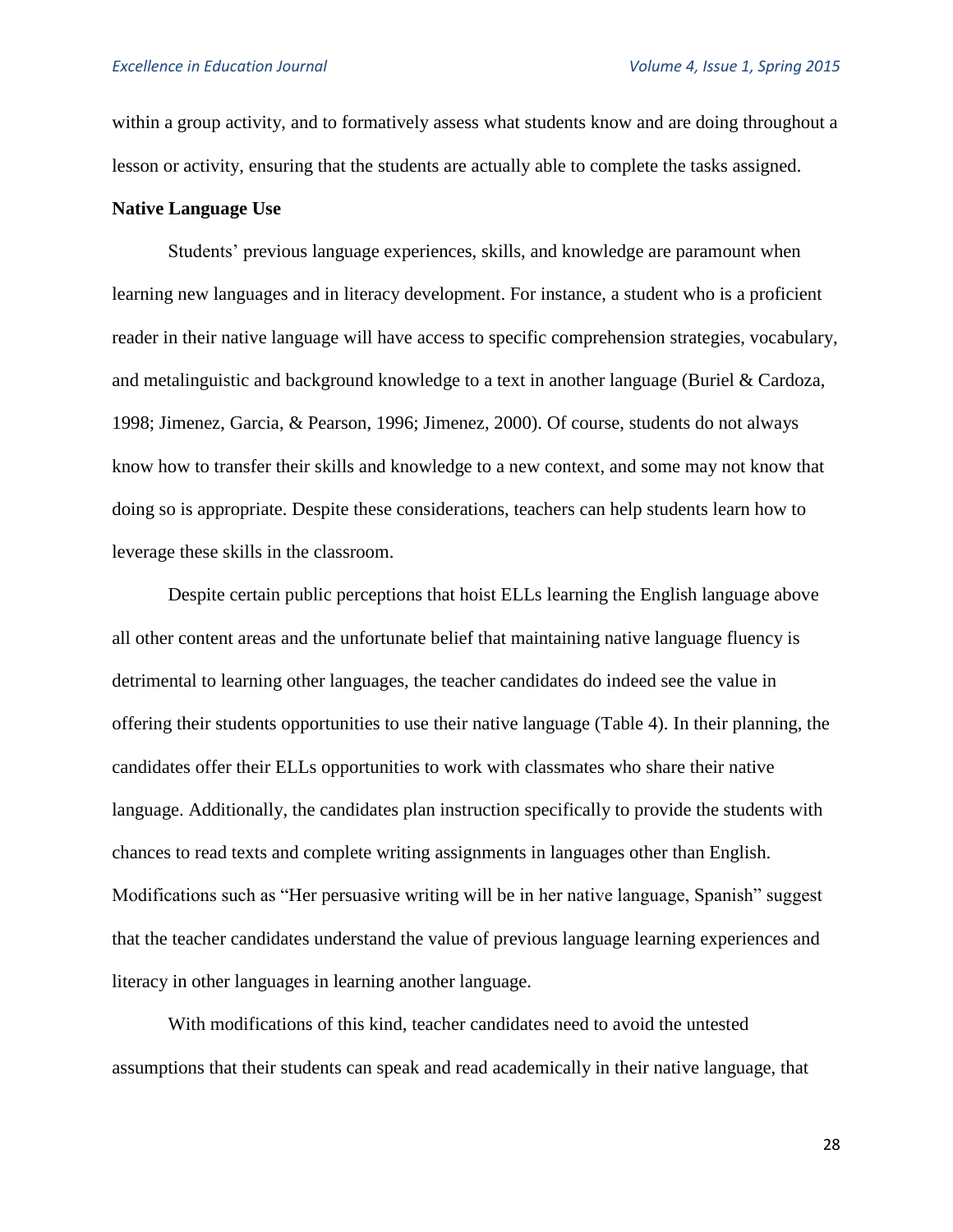within a group activity, and to formatively assess what students know and are doing throughout a lesson or activity, ensuring that the students are actually able to complete the tasks assigned.

**Native Language Use**

Students' previous language experiences, skills, and knowledge are paramount when learning new languages and in literacy development. For instance, a student who is a proficient reader in their native language will have access to specific comprehension strategies, vocabulary, and metalinguistic and background knowledge to a text in another language (Buriel & Cardoza, 1998; Jimenez, Garcia, & Pearson, 1996; Jimenez, 2000). Of course, students do not always know how to transfer their skills and knowledge to a new context, and some may not know that doing so is appropriate. Despite these considerations, teachers can help students learn how to leverage these skills in the classroom.

Despite certain public perceptions that hoist ELLs learning the English language above all other content areas and the unfortunate belief that maintaining native language fluency is detrimental to learning other languages, the teacher candidates do indeed see the value in offering their students opportunities to use their native language (Table 4). In their planning, the candidates offer their ELLs opportunities to work with classmates who share their native language. Additionally, the candidates plan instruction specifically to provide the students with chances to read texts and complete writing assignments in languages other than English. Modifications such as "Her persuasive writing will be in her native language, Spanish" suggest that the teacher candidates understand the value of previous language learning experiences and literacy in other languages in learning another language.

With modifications of this kind, teacher candidates need to avoid the untested assumptions that their students can speak and read academically in their native language, that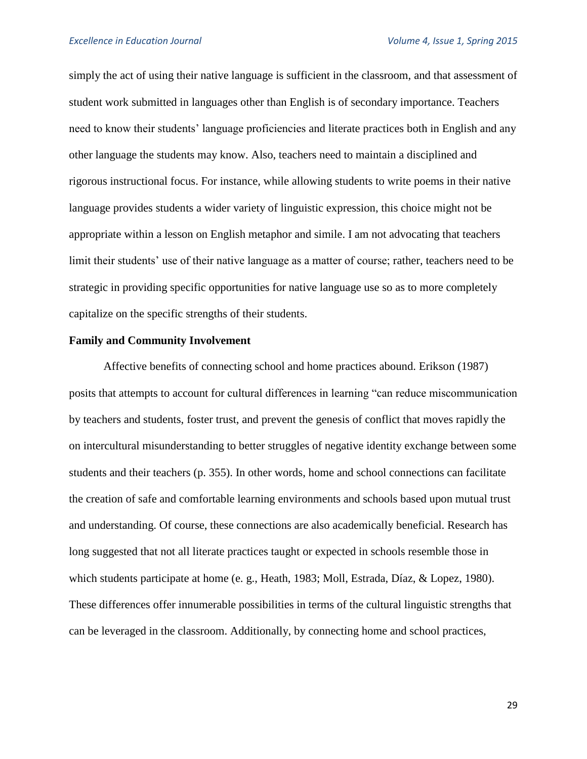simply the act of using their native language is sufficient in the classroom, and that assessment of student work submitted in languages other than English is of secondary importance. Teachers need to know their students' language proficiencies and literate practices both in English and any other language the students may know. Also, teachers need to maintain a disciplined and rigorous instructional focus. For instance, while allowing students to write poems in their native language provides students a wider variety of linguistic expression, this choice might not be appropriate within a lesson on English metaphor and simile. I am not advocating that teachers limit their students' use of their native language as a matter of course; rather, teachers need to be strategic in providing specific opportunities for native language use so as to more completely capitalize on the specific strengths of their students.

**Family and Community Involvement**

Affective benefits of connecting school and home practices abound. Erikson (1987) posits that attempts to account for cultural differences in learning "can reduce miscommunication by teachers and students, foster trust, and prevent the genesis of conflict that moves rapidly the on intercultural misunderstanding to better struggles of negative identity exchange between some students and their teachers (p. 355). In other words, home and school connections can facilitate the creation of safe and comfortable learning environments and schools based upon mutual trust and understanding. Of course, these connections are also academically beneficial. Research has long suggested that not all literate practices taught or expected in schools resemble those in which students participate at home (e. g., Heath, 1983; Moll, Estrada, Díaz, & Lopez, 1980). These differences offer innumerable possibilities in terms of the cultural linguistic strengths that can be leveraged in the classroom. Additionally, by connecting home and school practices,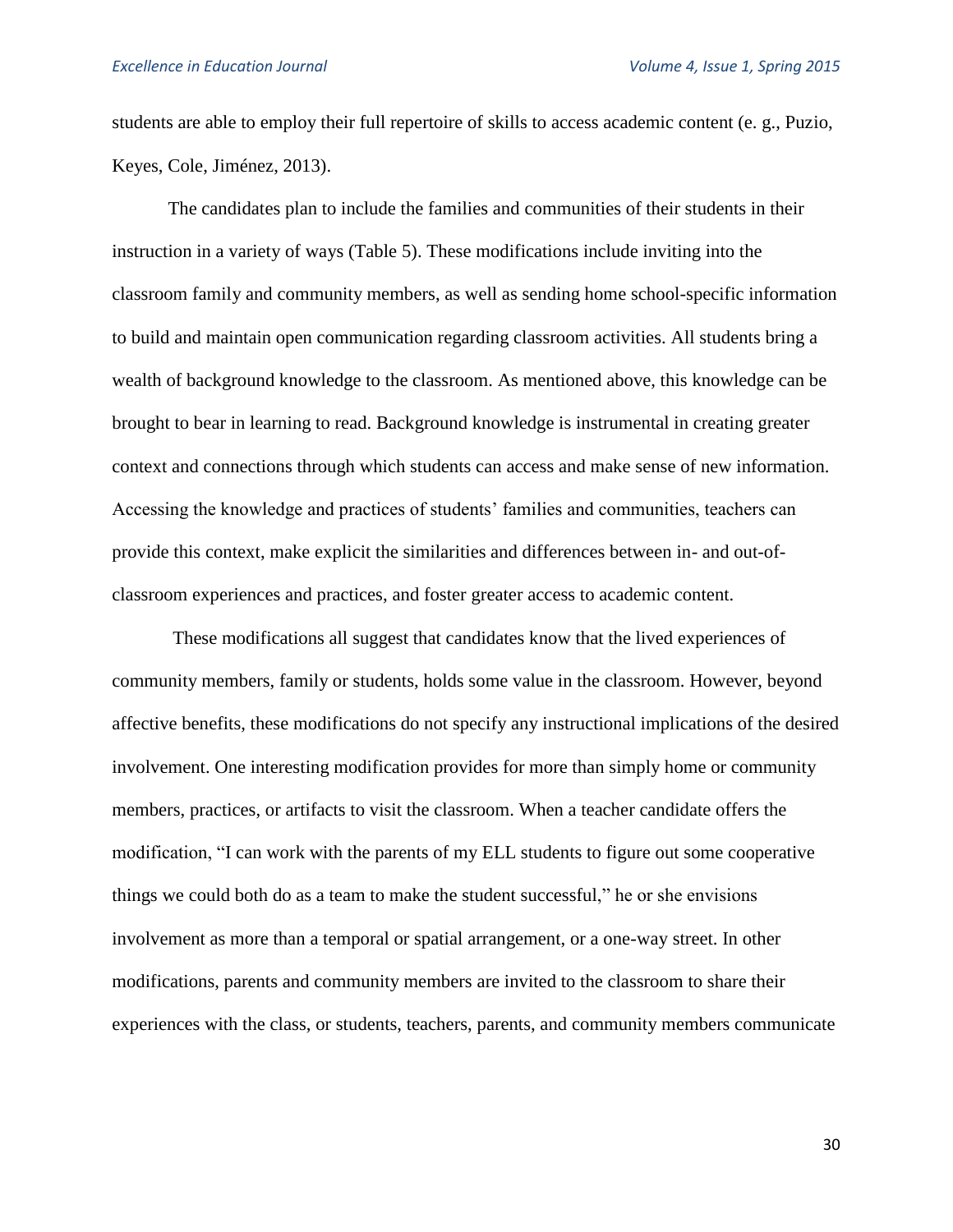students are able to employ their full repertoire of skills to access academic content (e. g., Puzio, Keyes, Cole, Jiménez, 2013).

The candidates plan to include the families and communities of their students in their instruction in a variety of ways (Table 5). These modifications include inviting into the classroom family and community members, as well as sending home school-specific information to build and maintain open communication regarding classroom activities. All students bring a wealth of background knowledge to the classroom. As mentioned above, this knowledge can be brought to bear in learning to read. Background knowledge is instrumental in creating greater context and connections through which students can access and make sense of new information. Accessing the knowledge and practices of students' families and communities, teachers can provide this context, make explicit the similarities and differences between in- and out-of-classroom experiences and practices, and foster greater access to academic content.

These modifications all suggest that candidates know that the lived experiences of community members, family or students, holds some value in the classroom. However, beyond affective benefits, these modifications do not specify any instructional implications of the desired involvement. One interesting modification provides for more than simply home or community members, practices, or artifacts to visit the classroom. When a teacher candidate offers the modification, "I can work with the parents of my ELL students to figure out some cooperative things we could both do as a team to make the student successful," he or she envisions involvement as more than a temporal or spatial arrangement, or a one-way street. In other modifications, parents and community members are invited to the classroom to share their experiences with the class, or students, teachers, parents, and community members communicate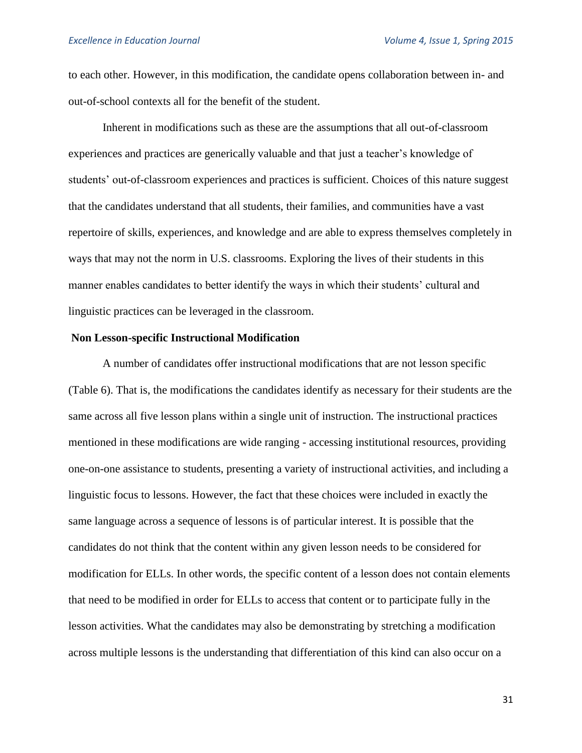to each other. However, in this modification, the candidate opens collaboration between in- and out-of-school contexts all for the benefit of the student.

Inherent in modifications such as these are the assumptions that all out-of-classroom experiences and practices are generically valuable and that just a teacher's knowledge of students' out-of-classroom experiences and practices is sufficient. Choices of this nature suggest that the candidates understand that all students, their families, and communities have a vast repertoire of skills, experiences, and knowledge and are able to express themselves completely in ways that may not the norm in U.S. classrooms. Exploring the lives of their students in this manner enables candidates to better identify the ways in which their students' cultural and linguistic practices can be leveraged in the classroom.

**Non Lesson-specific Instructional Modification**

A number of candidates offer instructional modifications that are not lesson specific (Table 6). That is, the modifications the candidates identify as necessary for their students are the same across all five lesson plans within a single unit of instruction. The instructional practices mentioned in these modifications are wide ranging - accessing institutional resources, providing one-on-one assistance to students, presenting a variety of instructional activities, and including a linguistic focus to lessons. However, the fact that these choices were included in exactly the same language across a sequence of lessons is of particular interest. It is possible that the candidates do not think that the content within any given lesson needs to be considered for modification for ELLs. In other words, the specific content of a lesson does not contain elements that need to be modified in order for ELLs to access that content or to participate fully in the lesson activities. What the candidates may also be demonstrating by stretching a modification across multiple lessons is the understanding that differentiation of this kind can also occur on a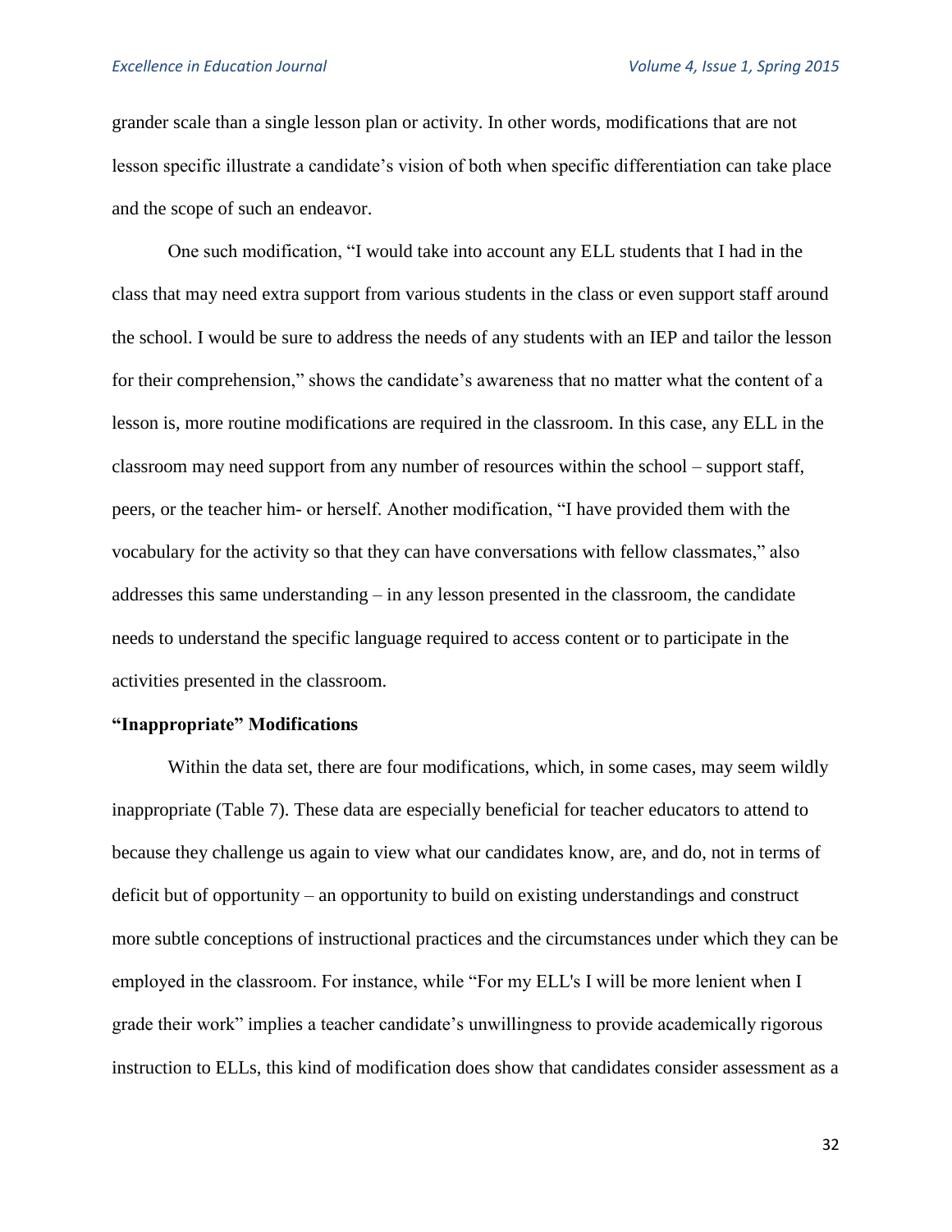grander scale than a single lesson plan or activity. In other words, modifications that are not lesson specific illustrate a candidate's vision of both when specific differentiation can take place and the scope of such an endeavor.

One such modification, "I would take into account any ELL students that I had in the class that may need extra support from various students in the class or even support staff around the school. I would be sure to address the needs of any students with an IEP and tailor the lesson for their comprehension," shows the candidate's awareness that no matter what the content of a lesson is, more routine modifications are required in the classroom. In this case, any ELL in the classroom may need support from any number of resources within the school – support staff, peers, or the teacher him- or herself. Another modification, "I have provided them with the vocabulary for the activity so that they can have conversations with fellow classmates," also addresses this same understanding – in any lesson presented in the classroom, the candidate needs to understand the specific language required to access content or to participate in the activities presented in the classroom.

**"Inappropriate" Modifications**

Within the data set, there are four modifications, which, in some cases, may seem wildly inappropriate (Table 7). These data are especially beneficial for teacher educators to attend to because they challenge us again to view what our candidates know, are, and do, not in terms of deficit but of opportunity – an opportunity to build on existing understandings and construct more subtle conceptions of instructional practices and the circumstances under which they can be employed in the classroom. For instance, while "For my ELL's I will be more lenient when I grade their work" implies a teacher candidate's unwillingness to provide academically rigorous instruction to ELLs, this kind of modification does show that candidates consider assessment as a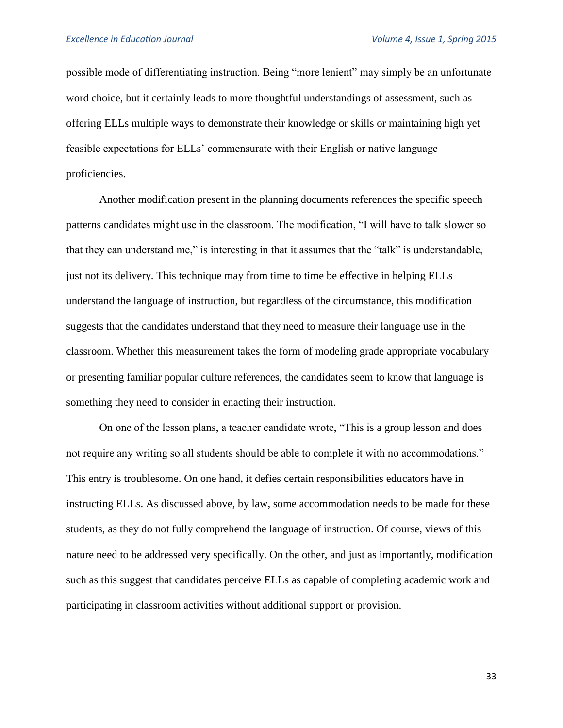possible mode of differentiating instruction. Being "more lenient" may simply be an unfortunate word choice, but it certainly leads to more thoughtful understandings of assessment, such as offering ELLs multiple ways to demonstrate their knowledge or skills or maintaining high yet feasible expectations for ELLs' commensurate with their English or native language proficiencies.

Another modification present in the planning documents references the specific speech patterns candidates might use in the classroom. The modification, "I will have to talk slower so that they can understand me," is interesting in that it assumes that the "talk" is understandable, just not its delivery. This technique may from time to time be effective in helping ELLs understand the language of instruction, but regardless of the circumstance, this modification suggests that the candidates understand that they need to measure their language use in the classroom. Whether this measurement takes the form of modeling grade appropriate vocabulary or presenting familiar popular culture references, the candidates seem to know that language is something they need to consider in enacting their instruction.

On one of the lesson plans, a teacher candidate wrote, "This is a group lesson and does not require any writing so all students should be able to complete it with no accommodations." This entry is troublesome. On one hand, it defies certain responsibilities educators have in instructing ELLs. As discussed above, by law, some accommodation needs to be made for these students, as they do not fully comprehend the language of instruction. Of course, views of this nature need to be addressed very specifically. On the other, and just as importantly, modification such as this suggest that candidates perceive ELLs as capable of completing academic work and participating in classroom activities without additional support or provision.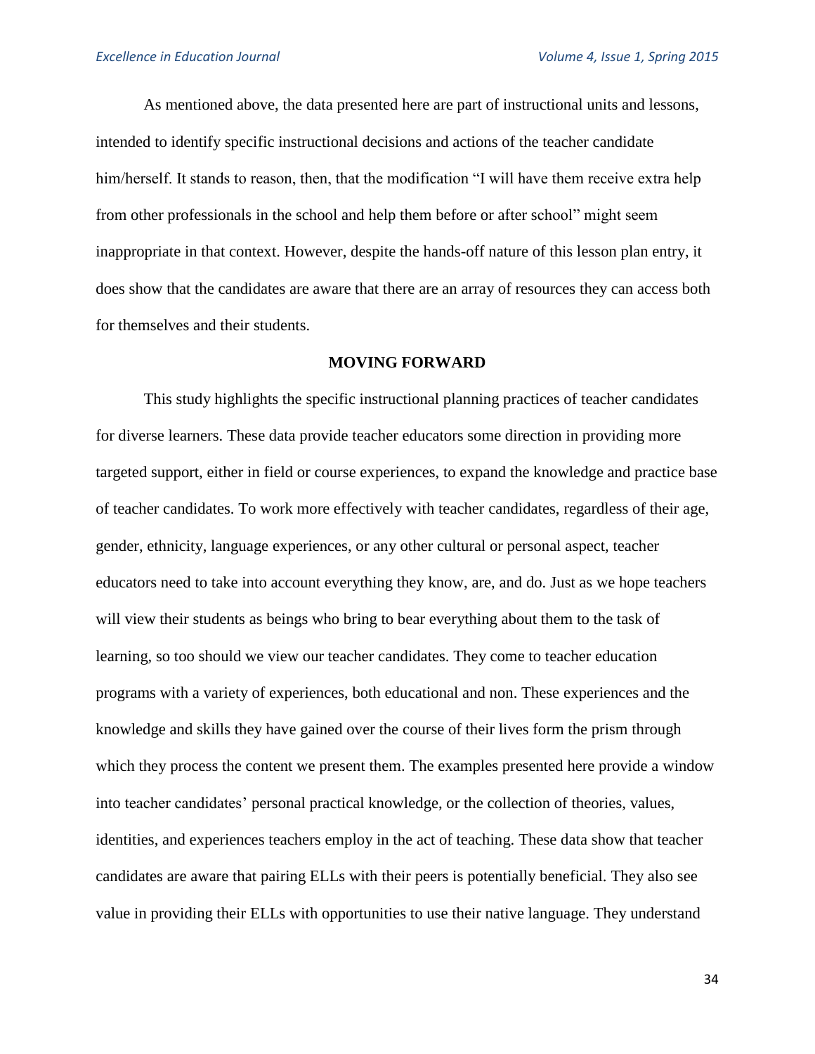As mentioned above, the data presented here are part of instructional units and lessons, intended to identify specific instructional decisions and actions of the teacher candidate him/herself. It stands to reason, then, that the modification "I will have them receive extra help from other professionals in the school and help them before or after school" might seem inappropriate in that context. However, despite the hands-off nature of this lesson plan entry, it does show that the candidates are aware that there are an array of resources they can access both for themselves and their students.

## MOVING FORWARD

This study highlights the specific instructional planning practices of teacher candidates for diverse learners. These data provide teacher educators some direction in providing more targeted support, either in field or course experiences, to expand the knowledge and practice base of teacher candidates. To work more effectively with teacher candidates, regardless of their age, gender, ethnicity, language experiences, or any other cultural or personal aspect, teacher educators need to take into account everything they know, are, and do. Just as we hope teachers will view their students as beings who bring to bear everything about them to the task of learning, so too should we view our teacher candidates. They come to teacher education programs with a variety of experiences, both educational and non. These experiences and the knowledge and skills they have gained over the course of their lives form the prism through which they process the content we present them. The examples presented here provide a window into teacher candidates' personal practical knowledge, or the collection of theories, values, identities, and experiences teachers employ in the act of teaching. These data show that teacher candidates are aware that pairing ELLs with their peers is potentially beneficial. They also see value in providing their ELLs with opportunities to use their native language. They understand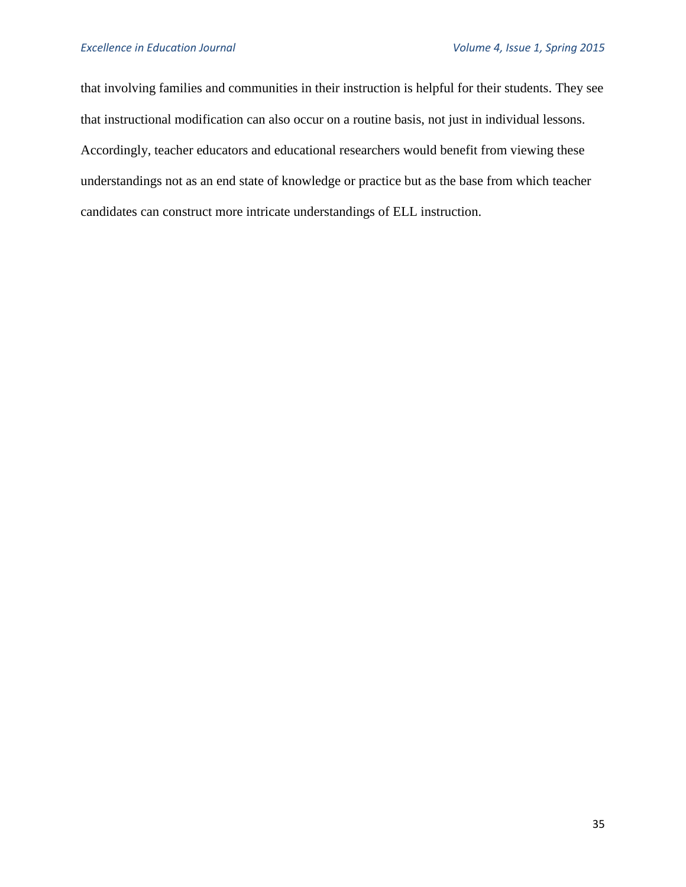that involving families and communities in their instruction is helpful for their students. They see that instructional modification can also occur on a routine basis, not just in individual lessons. Accordingly, teacher educators and educational researchers would benefit from viewing these understandings not as an end state of knowledge or practice but as the base from which teacher candidates can construct more intricate understandings of ELL instruction.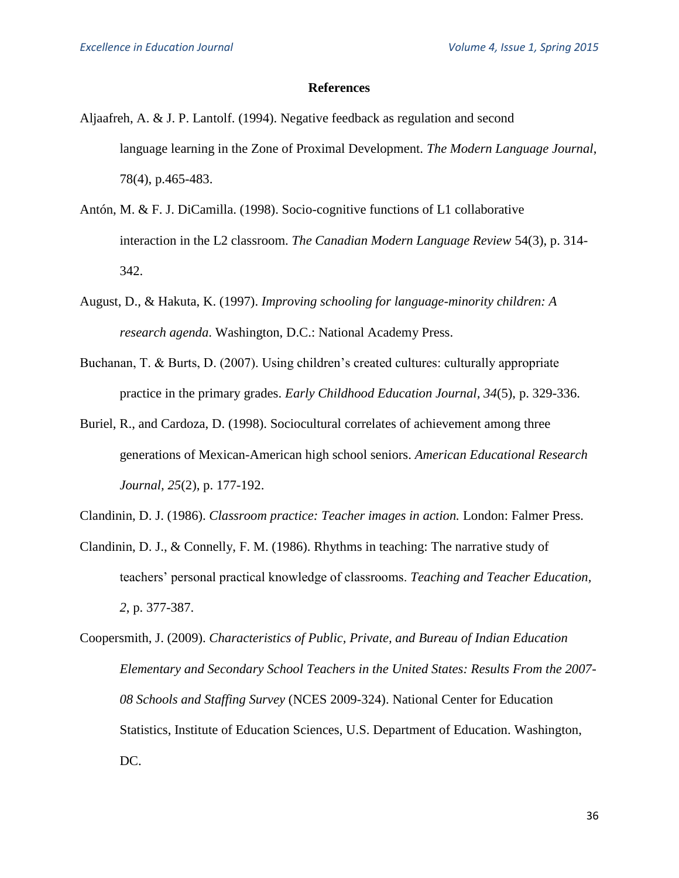## References

Aljaafreh, A. & J. P. Lantolf. (1994). Negative feedback as regulation and second language learning in the Zone of Proximal Development. *The Modern Language Journal*, 78(4), p.465-483.

Antón, M. & F. J. DiCamilla. (1998). Socio-cognitive functions of L1 collaborative interaction in the L2 classroom. *The Canadian Modern Language Review* 54(3), p. 314-342.

August, D., & Hakuta, K. (1997). *Improving schooling for language-minority children: A research agenda*. Washington, D.C.: National Academy Press.

Buchanan, T. & Burts, D. (2007). Using children's created cultures: culturally appropriate practice in the primary grades. *Early Childhood Education Journal, 34*(5), p. 329-336.

Buriel, R., and Cardoza, D. (1998). Sociocultural correlates of achievement among three generations of Mexican-American high school seniors. *American Educational Research Journal, 25*(2), p. 177-192.

Clandinin, D. J. (1986). *Classroom practice: Teacher images in action.* London: Falmer Press.

Clandinin, D. J., & Connelly, F. M. (1986). Rhythms in teaching: The narrative study of teachers' personal practical knowledge of classrooms. *Teaching and Teacher Education, 2*, p. 377-387.

Coopersmith, J. (2009). *Characteristics of Public, Private, and Bureau of Indian Education Elementary and Secondary School Teachers in the United States: Results From the 2007-08 Schools and Staffing Survey* (NCES 2009-324). National Center for Education Statistics, Institute of Education Sciences, U.S. Department of Education. Washington, DC.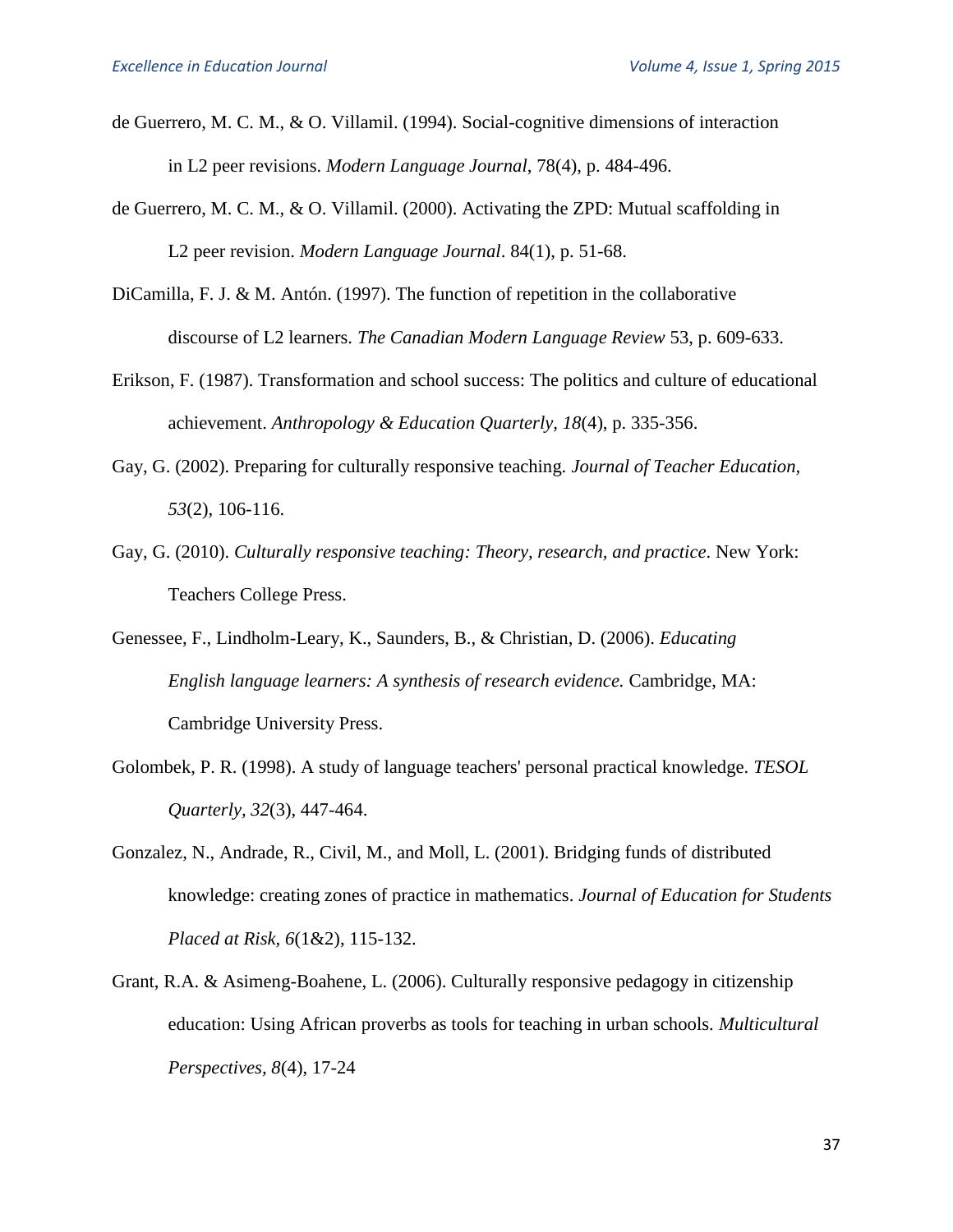de Guerrero, M. C. M., & O. Villamil. (1994). Social-cognitive dimensions of interaction in L2 peer revisions. *Modern Language Journal*, 78(4), p. 484-496.

de Guerrero, M. C. M., & O. Villamil. (2000). Activating the ZPD: Mutual scaffolding in L2 peer revision. *Modern Language Journal*. 84(1), p. 51-68.

DiCamilla, F. J. & M. Antón. (1997). The function of repetition in the collaborative discourse of L2 learners. *The Canadian Modern Language Review* 53, p. 609-633.

Erikson, F. (1987). Transformation and school success: The politics and culture of educational achievement. *Anthropology & Education Quarterly, 18*(4), p. 335-356.

Gay, G. (2002). Preparing for culturally responsive teaching. *Journal of Teacher Education, 53*(2), 106-116.

Gay, G. (2010). *Culturally responsive teaching: Theory, research, and practice*. New York: Teachers College Press.

Genessee, F., Lindholm-Leary, K., Saunders, B., & Christian, D. (2006). *Educating English language learners: A synthesis of research evidence.* Cambridge, MA: Cambridge University Press.

Golombek, P. R. (1998). A study of language teachers' personal practical knowledge. *TESOL Quarterly, 32*(3), 447-464.

Gonzalez, N., Andrade, R., Civil, M., and Moll, L. (2001). Bridging funds of distributed knowledge: creating zones of practice in mathematics. *Journal of Education for Students Placed at Risk, 6*(1&2), 115-132.

Grant, R.A. & Asimeng-Boahene, L. (2006). Culturally responsive pedagogy in citizenship education: Using African proverbs as tools for teaching in urban schools. *Multicultural Perspectives, 8*(4), 17-24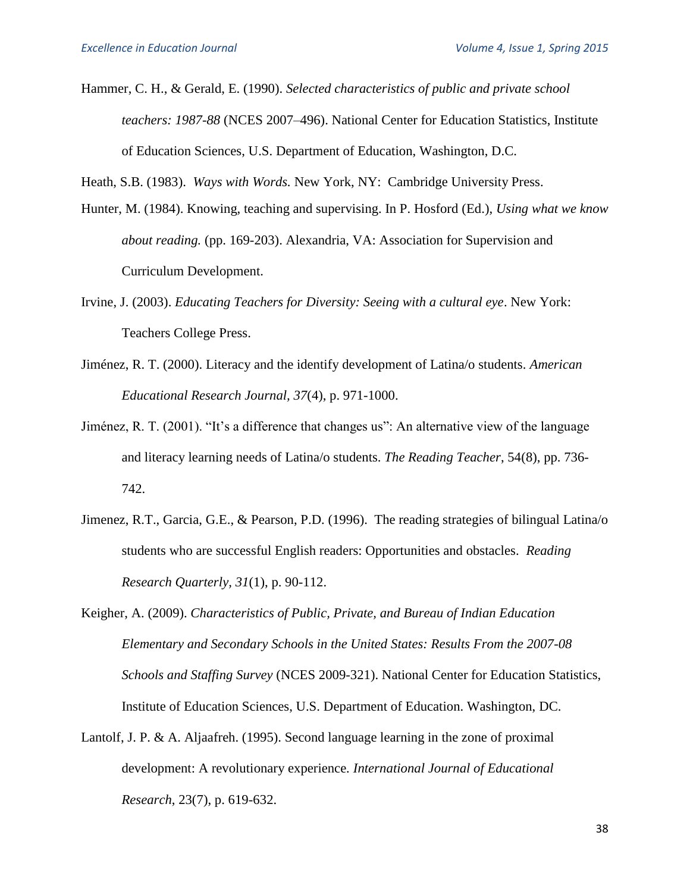Hammer, C. H., & Gerald, E. (1990). *Selected characteristics of public and private school teachers: 1987-88* (NCES 2007–496). National Center for Education Statistics, Institute of Education Sciences, U.S. Department of Education, Washington, D.C.

Heath, S.B. (1983). *Ways with Words.* New York, NY: Cambridge University Press.

Hunter, M. (1984). Knowing, teaching and supervising. In P. Hosford (Ed.), *Using what we know about reading.* (pp. 169-203). Alexandria, VA: Association for Supervision and Curriculum Development.

Irvine, J. (2003). *Educating Teachers for Diversity: Seeing with a cultural eye*. New York: Teachers College Press.

Jiménez, R. T. (2000). Literacy and the identify development of Latina/o students. *American Educational Research Journal, 37*(4), p. 971-1000.

Jiménez, R. T. (2001). "It's a difference that changes us": An alternative view of the language and literacy learning needs of Latina/o students. *The Reading Teacher*, 54(8), pp. 736-742.

Jimenez, R.T., Garcia, G.E., & Pearson, P.D. (1996). The reading strategies of bilingual Latina/o students who are successful English readers: Opportunities and obstacles. *Reading Research Quarterly, 31*(1), p. 90-112.

Keigher, A. (2009). *Characteristics of Public, Private, and Bureau of Indian Education Elementary and Secondary Schools in the United States: Results From the 2007-08 Schools and Staffing Survey* (NCES 2009-321). National Center for Education Statistics, Institute of Education Sciences, U.S. Department of Education. Washington, DC.

Lantolf, J. P. & A. Aljaafreh. (1995). Second language learning in the zone of proximal development: A revolutionary experience. *International Journal of Educational Research*, 23(7), p. 619-632.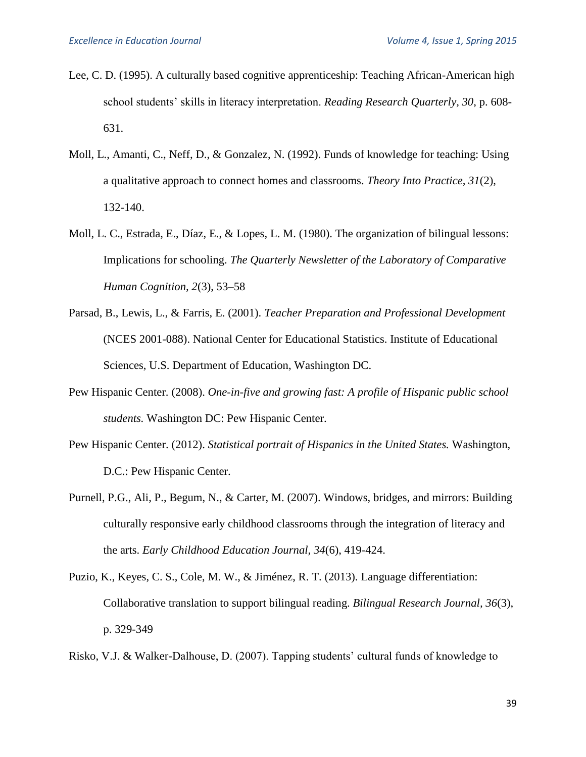Lee, C. D. (1995). A culturally based cognitive apprenticeship: Teaching African-American high school students' skills in literacy interpretation. *Reading Research Quarterly, 30*, p. 608-631.

Moll, L., Amanti, C., Neff, D., & Gonzalez, N. (1992). Funds of knowledge for teaching: Using a qualitative approach to connect homes and classrooms. *Theory Into Practice, 31*(2), 132-140.

Moll, L. C., Estrada, E., Díaz, E., & Lopes, L. M. (1980). The organization of bilingual lessons: Implications for schooling. *The Quarterly Newsletter of the Laboratory of Comparative Human Cognition, 2*(3), 53–58

Parsad, B., Lewis, L., & Farris, E. (2001). *Teacher Preparation and Professional Development* (NCES 2001-088). National Center for Educational Statistics. Institute of Educational Sciences, U.S. Department of Education, Washington DC.

Pew Hispanic Center. (2008). *One-in-five and growing fast: A profile of Hispanic public school students.* Washington DC: Pew Hispanic Center.

Pew Hispanic Center. (2012). *Statistical portrait of Hispanics in the United States.* Washington, D.C.: Pew Hispanic Center.

Purnell, P.G., Ali, P., Begum, N., & Carter, M. (2007). Windows, bridges, and mirrors: Building culturally responsive early childhood classrooms through the integration of literacy and the arts. *Early Childhood Education Journal, 34*(6), 419-424.

Puzio, K., Keyes, C. S., Cole, M. W., & Jiménez, R. T. (2013). Language differentiation: Collaborative translation to support bilingual reading. *Bilingual Research Journal*, *36*(3), p. 329-349

Risko, V.J. & Walker-Dalhouse, D. (2007). Tapping students' cultural funds of knowledge to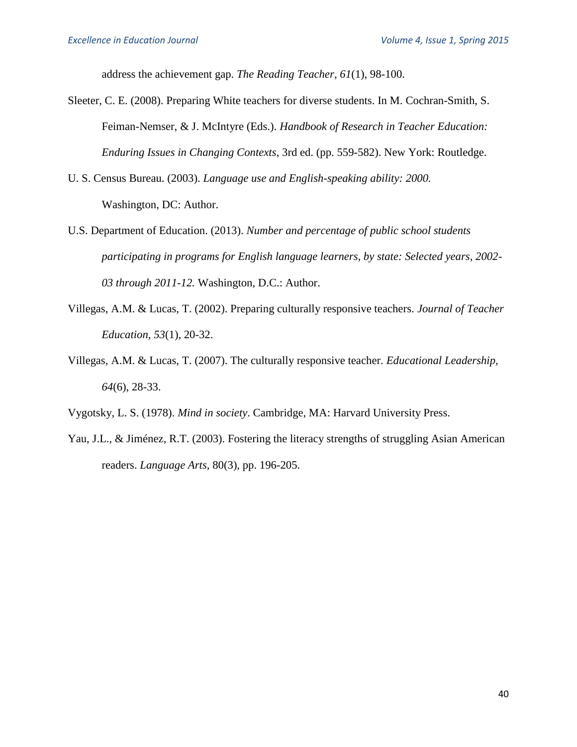address the achievement gap. *The Reading Teacher*, *61*(1), 98-100.

Sleeter, C. E. (2008). Preparing White teachers for diverse students. In M. Cochran-Smith, S. Feiman-Nemser, & J. McIntyre (Eds.). *Handbook of Research in Teacher Education: Enduring Issues in Changing Contexts*, 3rd ed. (pp. 559-582). New York: Routledge.

U. S. Census Bureau. (2003). *Language use and English-speaking ability: 2000.* Washington, DC: Author.

U.S. Department of Education. (2013). *Number and percentage of public school students participating in programs for English language learners, by state: Selected years, 2002-03 through 2011-12.* Washington, D.C.: Author.

Villegas, A.M. & Lucas, T. (2002). Preparing culturally responsive teachers. *Journal of Teacher Education, 53*(1), 20-32.

Villegas, A.M. & Lucas, T. (2007). The culturally responsive teacher. *Educational Leadership, 64*(6), 28-33.

Vygotsky, L. S. (1978). *Mind in society*. Cambridge, MA: Harvard University Press.

Yau, J.L., & Jiménez, R.T. (2003). Fostering the literacy strengths of struggling Asian American readers. *Language Arts*, 80(3), pp. 196-205.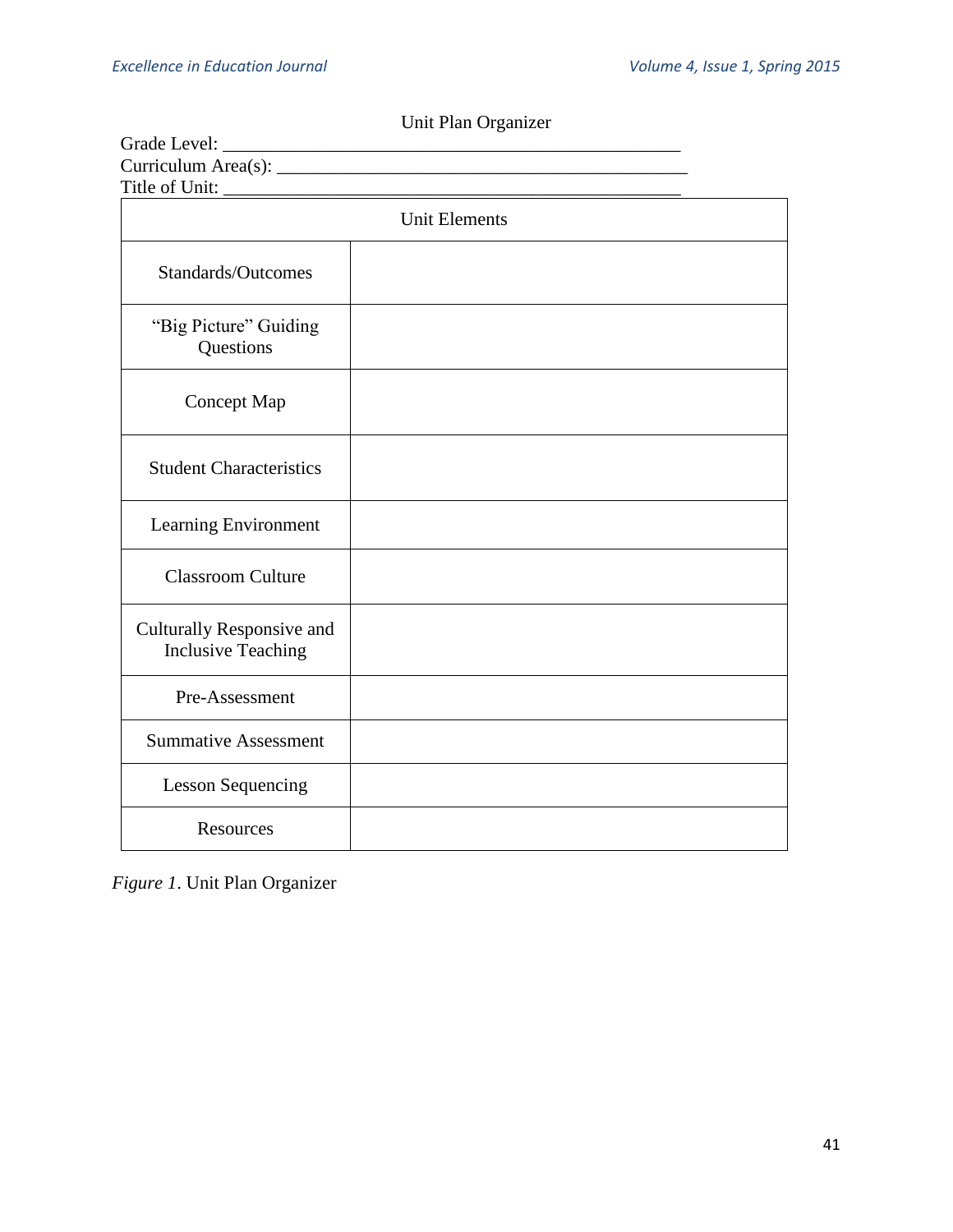Unit Plan Organizer

Grade Level: ______________________________________________

Curriculum Area(s): ________________________________________

Title of Unit: _____________________________________________

| Unit Elements | |
|---|---|
| Standards/Outcomes | |
| "Big Picture" Guiding Questions | |
| Concept Map | |
| Student Characteristics | |
| Learning Environment | |
| Classroom Culture | |
| Culturally Responsive and Inclusive Teaching | |
| Pre-Assessment | |
| Summative Assessment | |
| Lesson Sequencing | |
| Resources | |

*Figure 1*. Unit Plan Organizer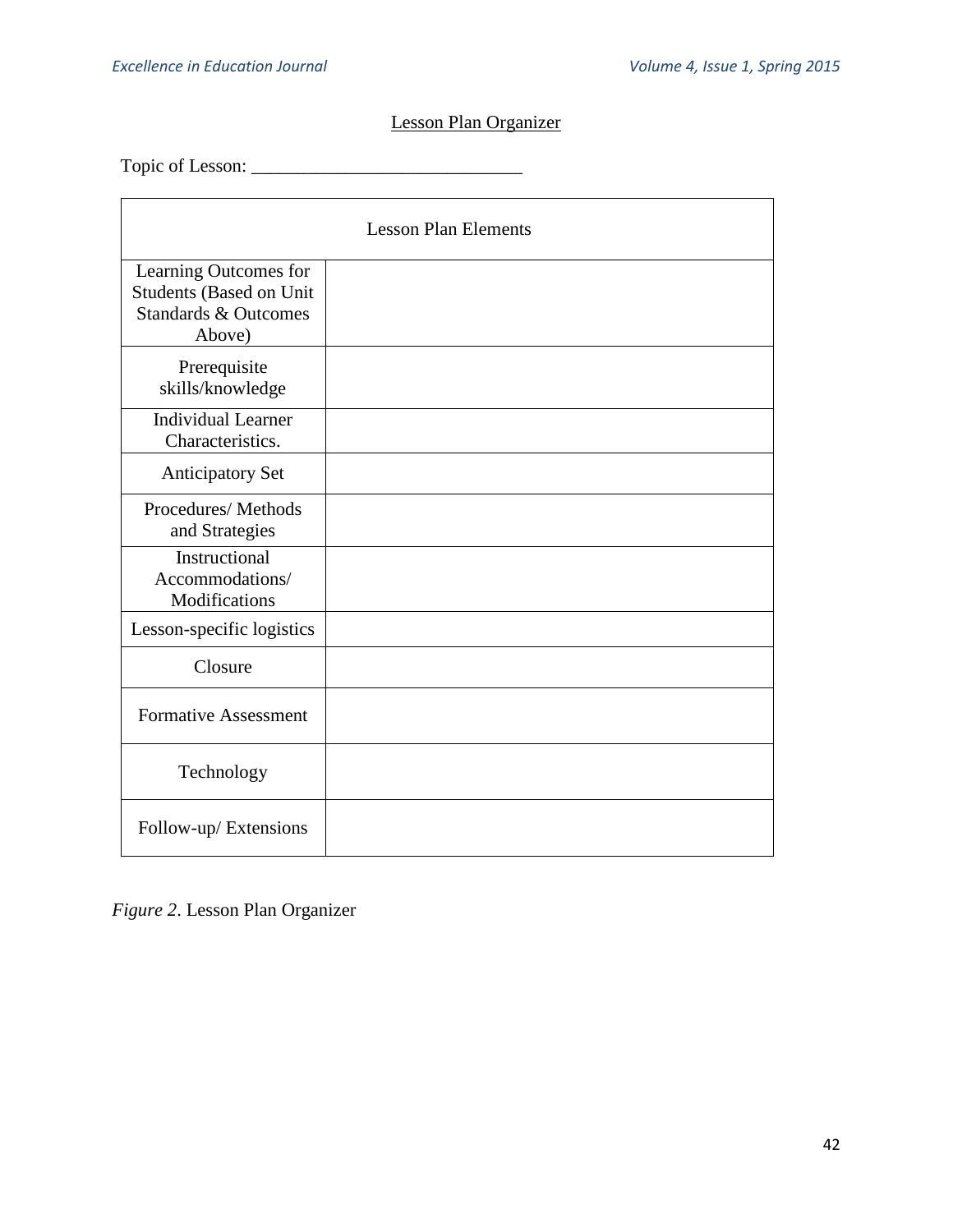Lesson Plan Organizer

Topic of Lesson: ____________________________

| Lesson Plan Elements | |
|---|---|
| Learning Outcomes for Students (Based on Unit Standards & Outcomes Above) | |
| Prerequisite skills/knowledge | |
| Individual Learner Characteristics. | |
| Anticipatory Set | |
| Procedures/ Methods and Strategies | |
| Instructional Accommodations/ Modifications | |
| Lesson-specific logistics | |
| Closure | |
| Formative Assessment | |
| Technology | |
| Follow-up/ Extensions | |

*Figure 2*. Lesson Plan Organizer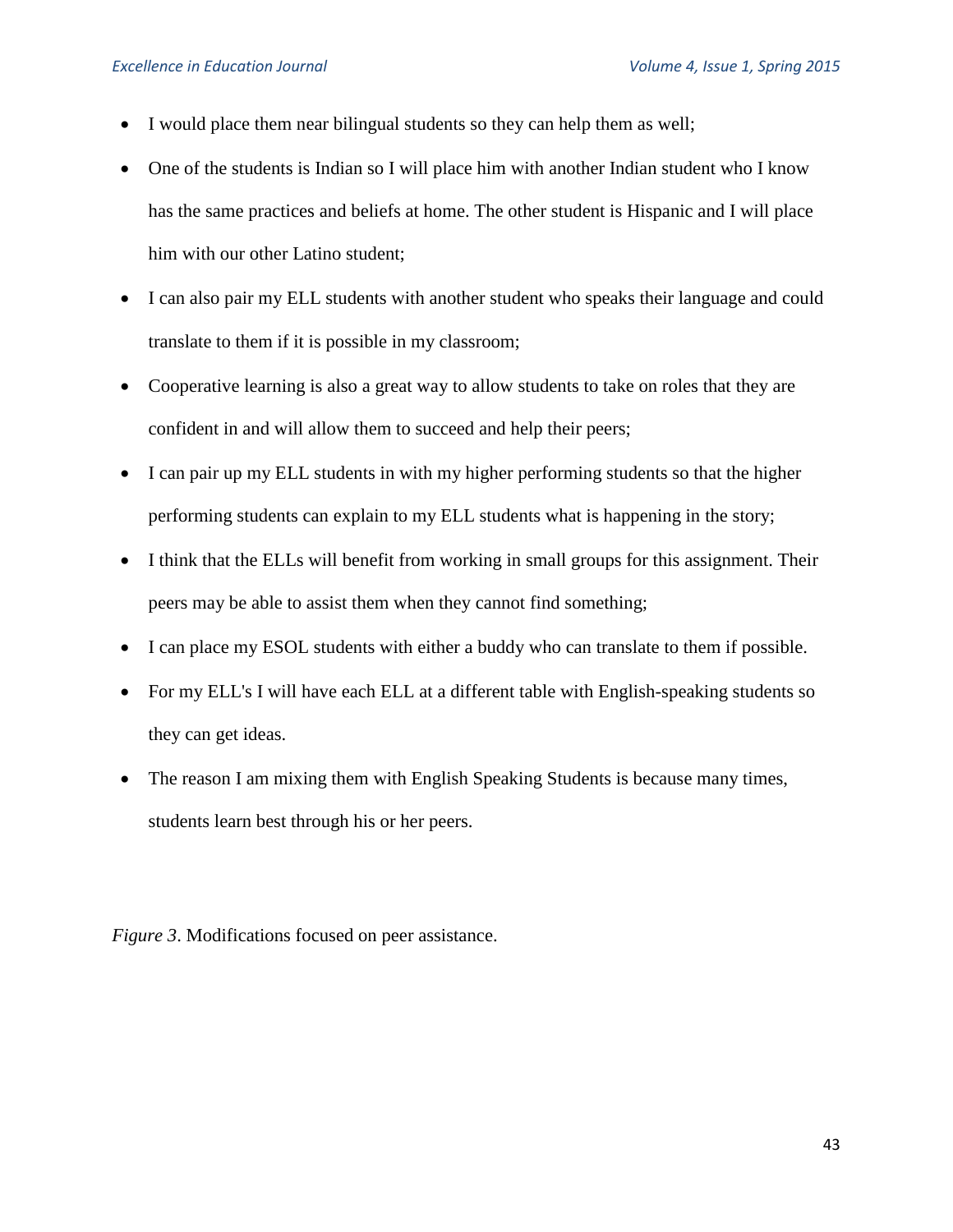- I would place them near bilingual students so they can help them as well;
- One of the students is Indian so I will place him with another Indian student who I know has the same practices and beliefs at home. The other student is Hispanic and I will place him with our other Latino student;
- I can also pair my ELL students with another student who speaks their language and could translate to them if it is possible in my classroom;
- Cooperative learning is also a great way to allow students to take on roles that they are confident in and will allow them to succeed and help their peers;
- I can pair up my ELL students in with my higher performing students so that the higher performing students can explain to my ELL students what is happening in the story;
- I think that the ELLs will benefit from working in small groups for this assignment. Their peers may be able to assist them when they cannot find something;
- I can place my ESOL students with either a buddy who can translate to them if possible.
- For my ELL's I will have each ELL at a different table with English-speaking students so they can get ideas.
- The reason I am mixing them with English Speaking Students is because many times, students learn best through his or her peers.

*Figure 3*. Modifications focused on peer assistance.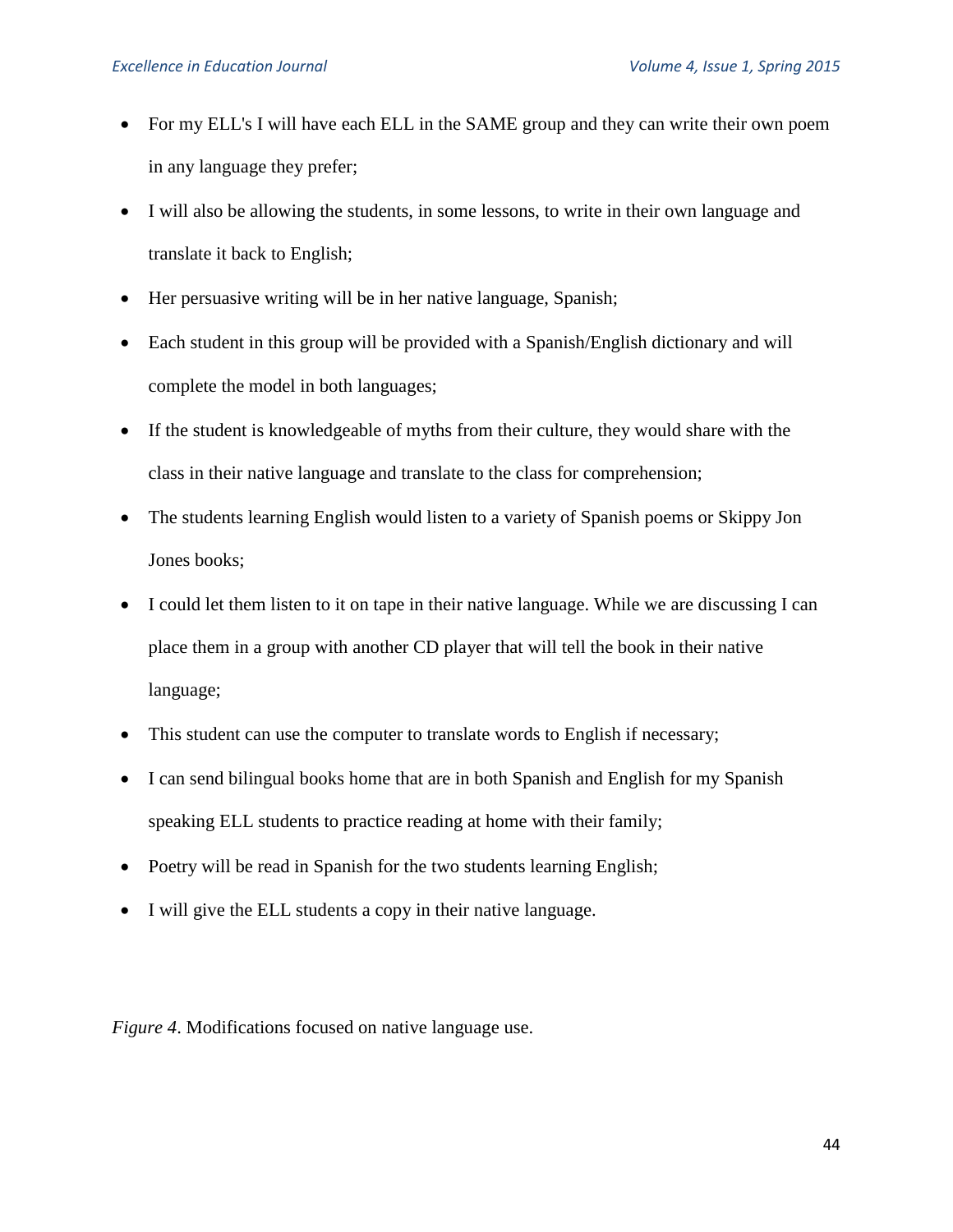- For my ELL's I will have each ELL in the SAME group and they can write their own poem in any language they prefer;
- I will also be allowing the students, in some lessons, to write in their own language and translate it back to English;
- Her persuasive writing will be in her native language, Spanish;
- Each student in this group will be provided with a Spanish/English dictionary and will complete the model in both languages;
- If the student is knowledgeable of myths from their culture, they would share with the class in their native language and translate to the class for comprehension;
- The students learning English would listen to a variety of Spanish poems or Skippy Jon Jones books;
- I could let them listen to it on tape in their native language. While we are discussing I can place them in a group with another CD player that will tell the book in their native language;
- This student can use the computer to translate words to English if necessary;
- I can send bilingual books home that are in both Spanish and English for my Spanish speaking ELL students to practice reading at home with their family;
- Poetry will be read in Spanish for the two students learning English;
- I will give the ELL students a copy in their native language.

*Figure 4*. Modifications focused on native language use.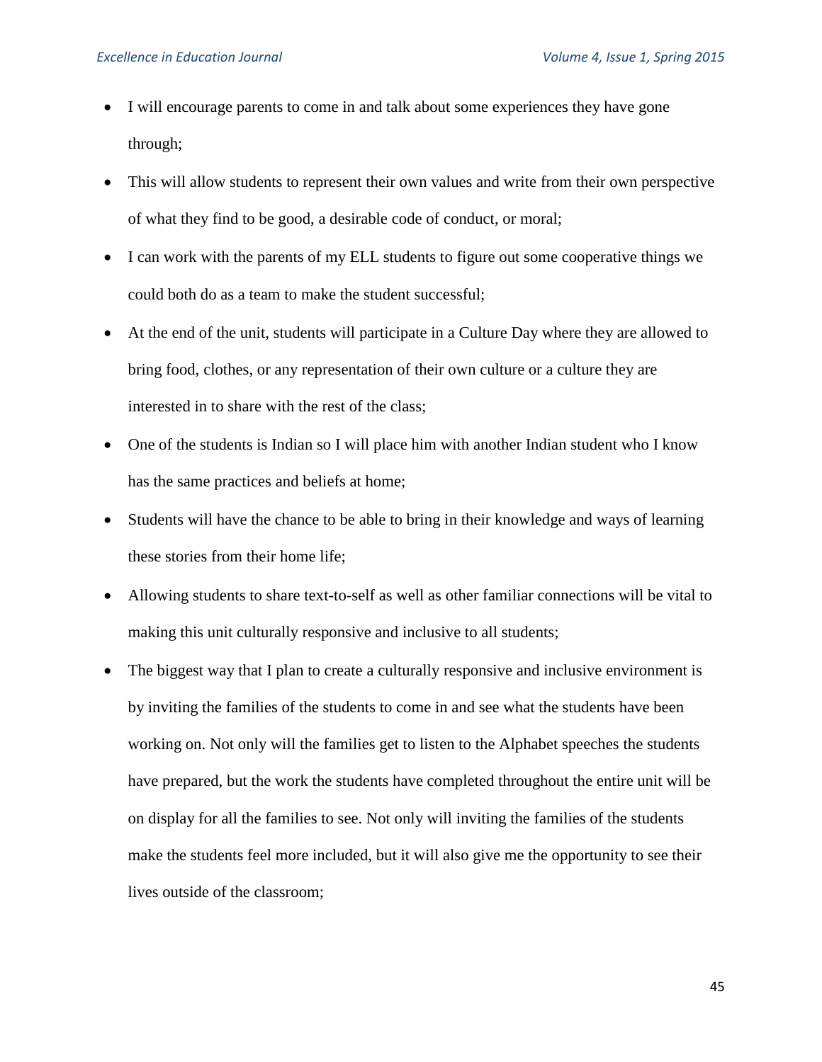- I will encourage parents to come in and talk about some experiences they have gone through;
- This will allow students to represent their own values and write from their own perspective of what they find to be good, a desirable code of conduct, or moral;
- I can work with the parents of my ELL students to figure out some cooperative things we could both do as a team to make the student successful;
- At the end of the unit, students will participate in a Culture Day where they are allowed to bring food, clothes, or any representation of their own culture or a culture they are interested in to share with the rest of the class;
- One of the students is Indian so I will place him with another Indian student who I know has the same practices and beliefs at home;
- Students will have the chance to be able to bring in their knowledge and ways of learning these stories from their home life;
- Allowing students to share text-to-self as well as other familiar connections will be vital to making this unit culturally responsive and inclusive to all students;
- The biggest way that I plan to create a culturally responsive and inclusive environment is by inviting the families of the students to come in and see what the students have been working on. Not only will the families get to listen to the Alphabet speeches the students have prepared, but the work the students have completed throughout the entire unit will be on display for all the families to see. Not only will inviting the families of the students make the students feel more included, but it will also give me the opportunity to see their lives outside of the classroom;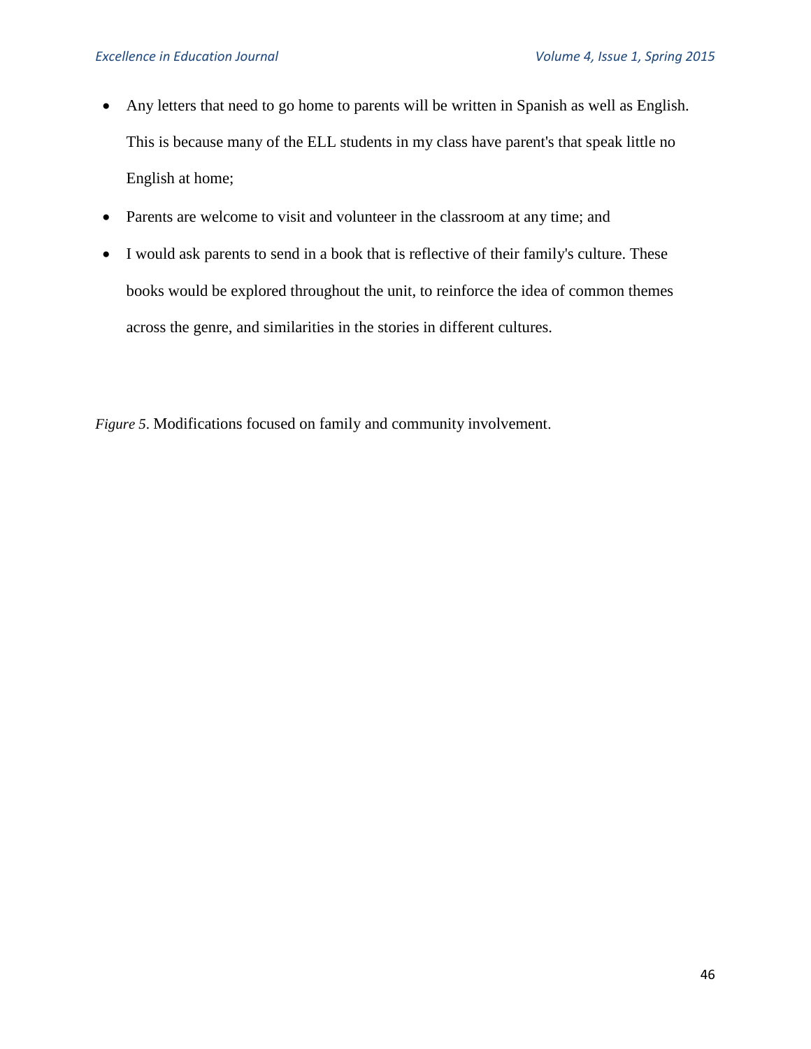- Any letters that need to go home to parents will be written in Spanish as well as English. This is because many of the ELL students in my class have parent's that speak little no English at home;
- Parents are welcome to visit and volunteer in the classroom at any time; and
- I would ask parents to send in a book that is reflective of their family's culture. These books would be explored throughout the unit, to reinforce the idea of common themes across the genre, and similarities in the stories in different cultures.

*Figure 5*. Modifications focused on family and community involvement.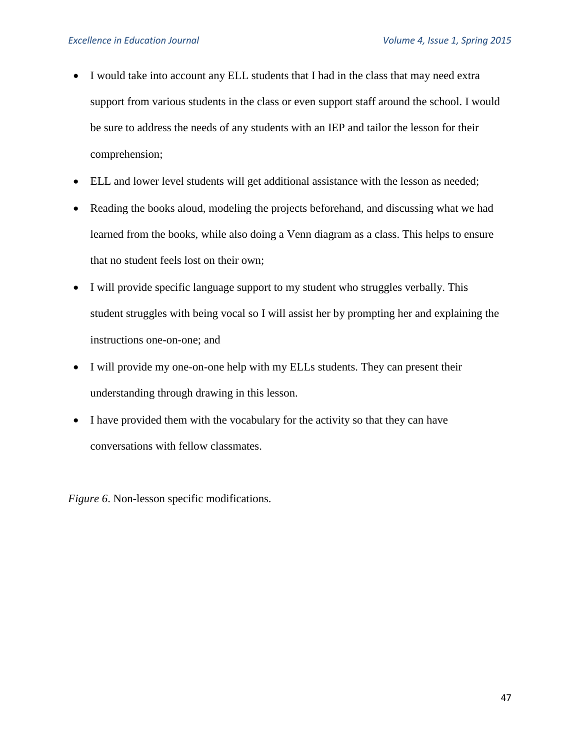- I would take into account any ELL students that I had in the class that may need extra support from various students in the class or even support staff around the school. I would be sure to address the needs of any students with an IEP and tailor the lesson for their comprehension;
- ELL and lower level students will get additional assistance with the lesson as needed;
- Reading the books aloud, modeling the projects beforehand, and discussing what we had learned from the books, while also doing a Venn diagram as a class. This helps to ensure that no student feels lost on their own;
- I will provide specific language support to my student who struggles verbally. This student struggles with being vocal so I will assist her by prompting her and explaining the instructions one-on-one; and
- I will provide my one-on-one help with my ELLs students. They can present their understanding through drawing in this lesson.
- I have provided them with the vocabulary for the activity so that they can have conversations with fellow classmates.

*Figure 6*. Non-lesson specific modifications.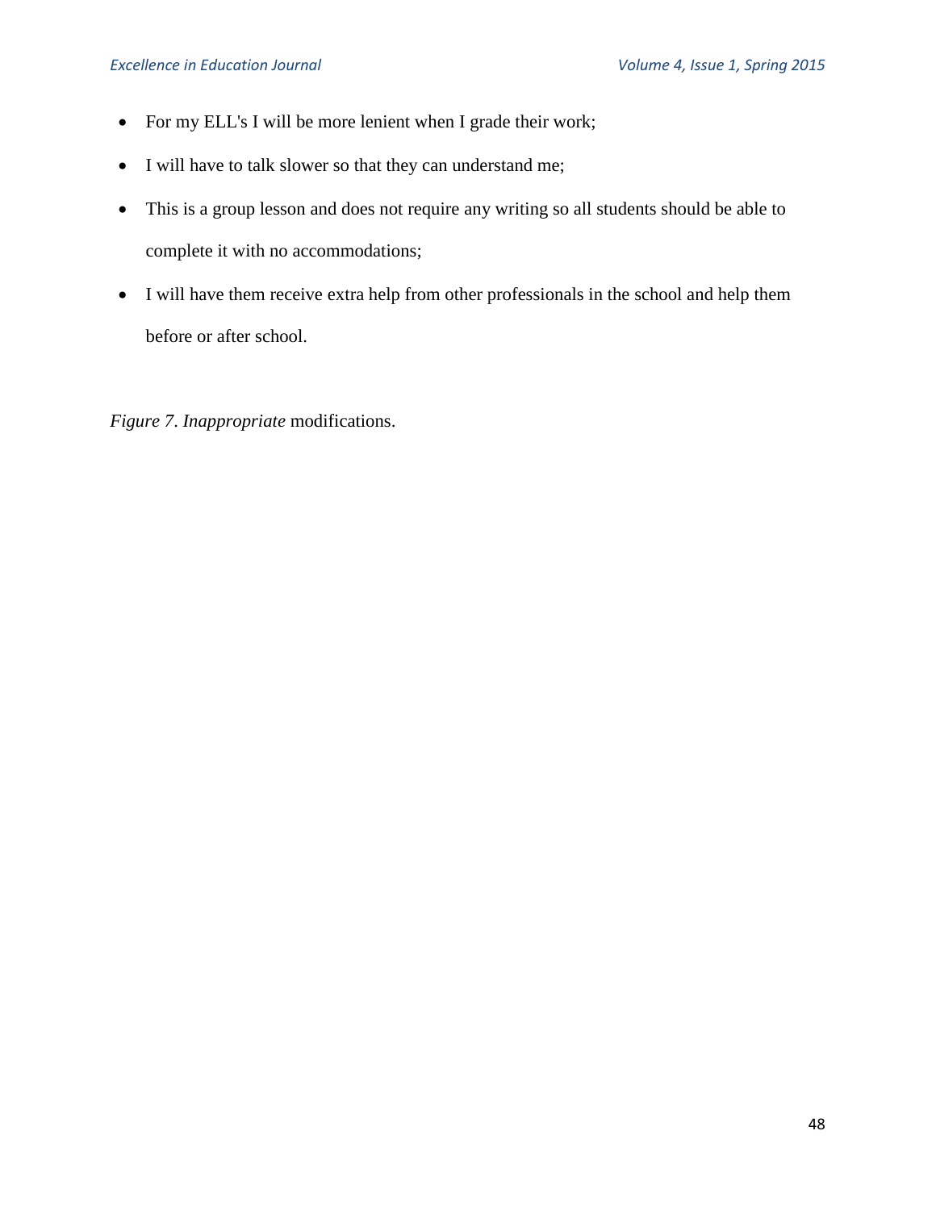- For my ELL's I will be more lenient when I grade their work;
- I will have to talk slower so that they can understand me;
- This is a group lesson and does not require any writing so all students should be able to complete it with no accommodations;
- I will have them receive extra help from other professionals in the school and help them before or after school.

*Figure 7*. *Inappropriate* modifications.